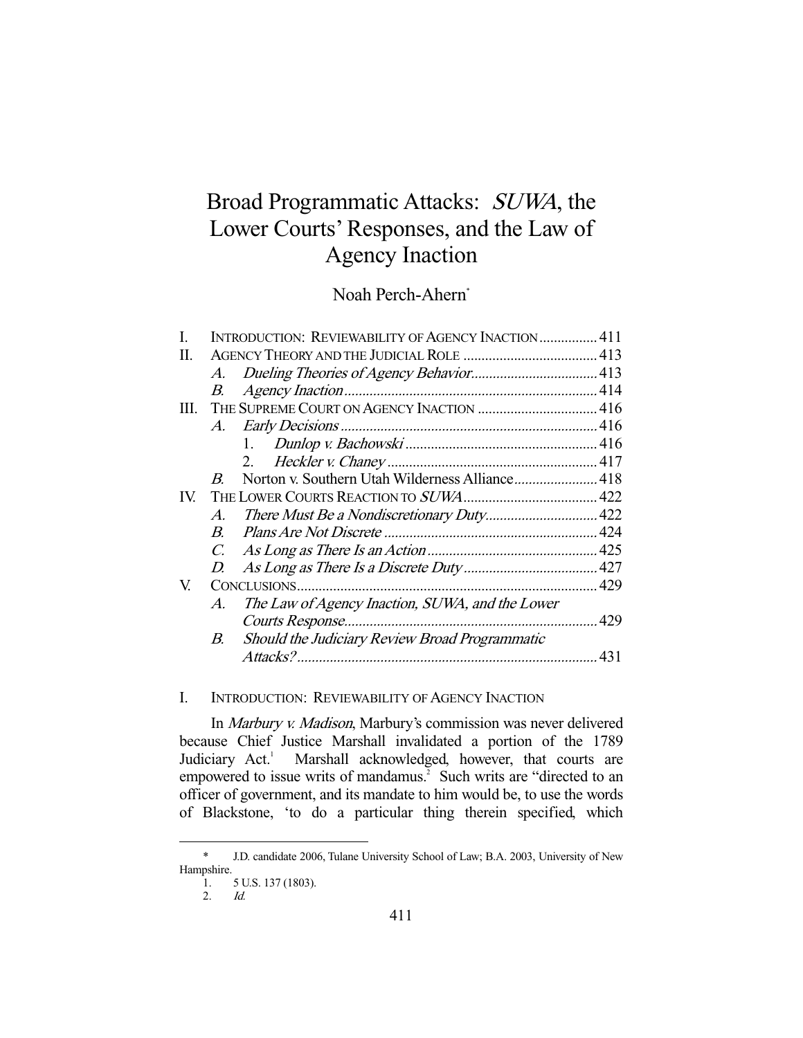# Broad Programmatic Attacks: *SUWA*, the Lower Courts' Responses, and the Law of Agency Inaction

Noah Perch-Ahern*

I. INTRODUCTION: REVIEWABILITY OF AGENCY INACTION ................ 411
II. AGENCY THEORY AND THE JUDICIAL ROLE ..................................... 413
  A. *Dueling Theories of Agency Behavior*.................................. 413
  B. *Agency Inaction*..................................................................... 414
III. THE SUPREME COURT ON AGENCY INACTION ................................. 416
  A. *Early Decisions*...................................................................... 416
    1. *Dunlop v. Bachowski* .................................................... 416
    2. *Heckler v. Chaney* ......................................................... 417
  B. Norton v. Southern Utah Wilderness Alliance....................... 418
IV. THE LOWER COURTS REACTION TO *SUWA*..................................... 422
  A. *There Must Be a Nondiscretionary Duty*............................... 422
  B. *Plans Are Not Discrete* .......................................................... 424
  C. *As Long as There Is an Action*.............................................. 425
  D. *As Long as There Is a Discrete Duty* ..................................... 427
V. CONCLUSIONS.................................................................................. 429
  A. *The Law of Agency Inaction, SUWA, and the Lower Courts Response*...................................................................... 429
  B. *Should the Judiciary Review Broad Programmatic Attacks?*.................................................................................. 431

## I. INTRODUCTION: REVIEWABILITY OF AGENCY INACTION

In *Marbury v. Madison*, Marbury's commission was never delivered because Chief Justice Marshall invalidated a portion of the 1789 Judiciary Act.[1] Marshall acknowledged, however, that courts are empowered to issue writs of mandamus.[2] Such writs are "directed to an officer of government, and its mandate to him would be, to use the words of Blackstone, 'to do a particular thing therein specified, which

---

\* J.D. candidate 2006, Tulane University School of Law; B.A. 2003, University of New Hampshire.

1. 5 U.S. 137 (1803).
2. *Id.*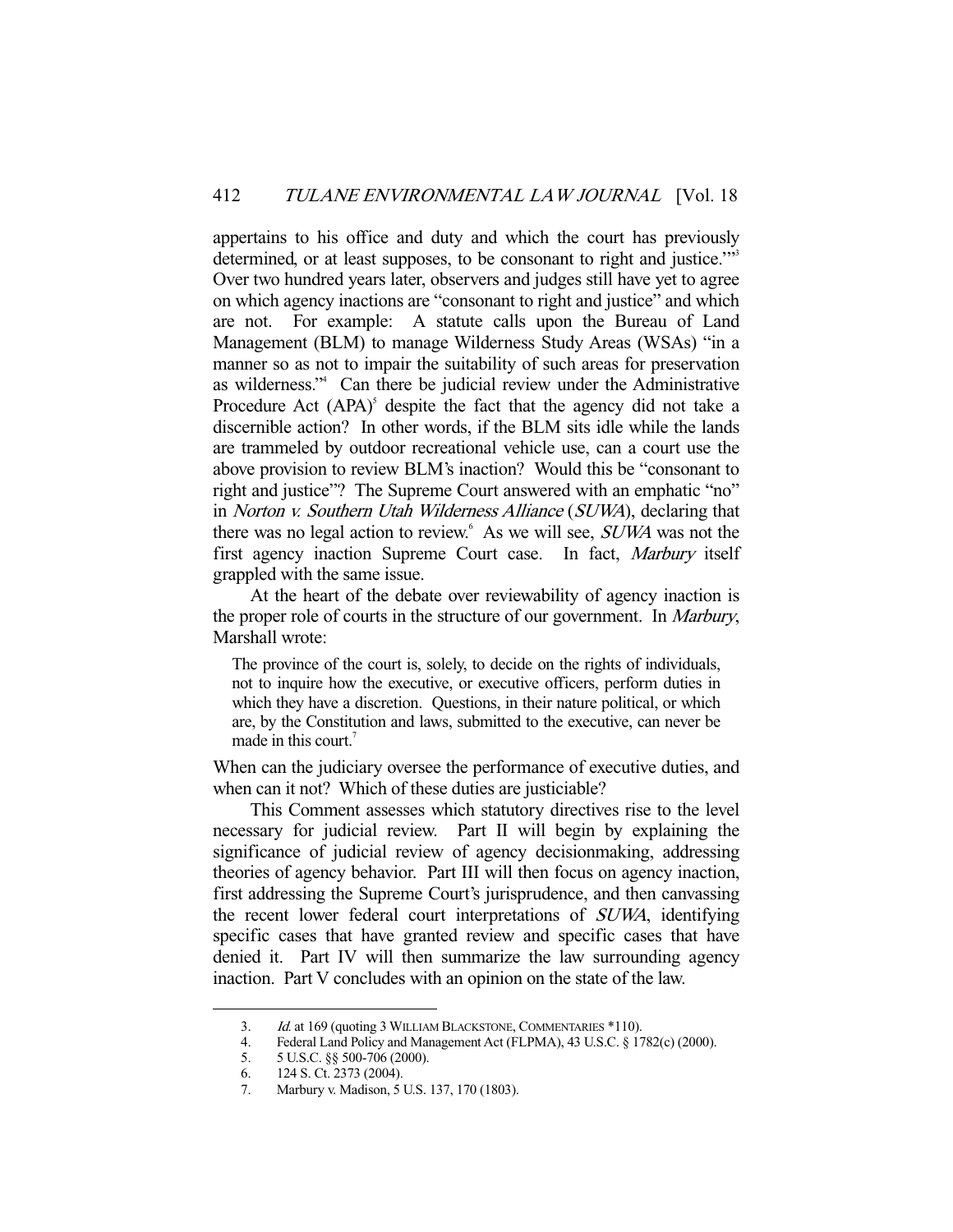appertains to his office and duty and which the court has previously determined, or at least supposes, to be consonant to right and justice.'"[3] Over two hundred years later, observers and judges still have yet to agree on which agency inactions are "consonant to right and justice" and which are not. For example: A statute calls upon the Bureau of Land Management (BLM) to manage Wilderness Study Areas (WSAs) "in a manner so as not to impair the suitability of such areas for preservation as wilderness."[4] Can there be judicial review under the Administrative Procedure Act (APA)[5] despite the fact that the agency did not take a discernible action? In other words, if the BLM sits idle while the lands are trammeled by outdoor recreational vehicle use, can a court use the above provision to review BLM's inaction? Would this be "consonant to right and justice"? The Supreme Court answered with an emphatic "no" in *Norton v. Southern Utah Wilderness Alliance* (*SUWA*), declaring that there was no legal action to review.[6] As we will see, *SUWA* was not the first agency inaction Supreme Court case. In fact, *Marbury* itself grappled with the same issue.

At the heart of the debate over reviewability of agency inaction is the proper role of courts in the structure of our government. In *Marbury*, Marshall wrote:

> The province of the court is, solely, to decide on the rights of individuals, not to inquire how the executive, or executive officers, perform duties in which they have a discretion. Questions, in their nature political, or which are, by the Constitution and laws, submitted to the executive, can never be made in this court.[7]

When can the judiciary oversee the performance of executive duties, and when can it not? Which of these duties are justiciable?

This Comment assesses which statutory directives rise to the level necessary for judicial review. Part II will begin by explaining the significance of judicial review of agency decisionmaking, addressing theories of agency behavior. Part III will then focus on agency inaction, first addressing the Supreme Court's jurisprudence, and then canvassing the recent lower federal court interpretations of *SUWA*, identifying specific cases that have granted review and specific cases that have denied it. Part IV will then summarize the law surrounding agency inaction. Part V concludes with an opinion on the state of the law.

---

3. *Id.* at 169 (quoting 3 WILLIAM BLACKSTONE, COMMENTARIES *110).
4. Federal Land Policy and Management Act (FLPMA), 43 U.S.C. § 1782(c) (2000).
5. 5 U.S.C. §§ 500-706 (2000).
6. 124 S. Ct. 2373 (2004).
7. Marbury v. Madison, 5 U.S. 137, 170 (1803).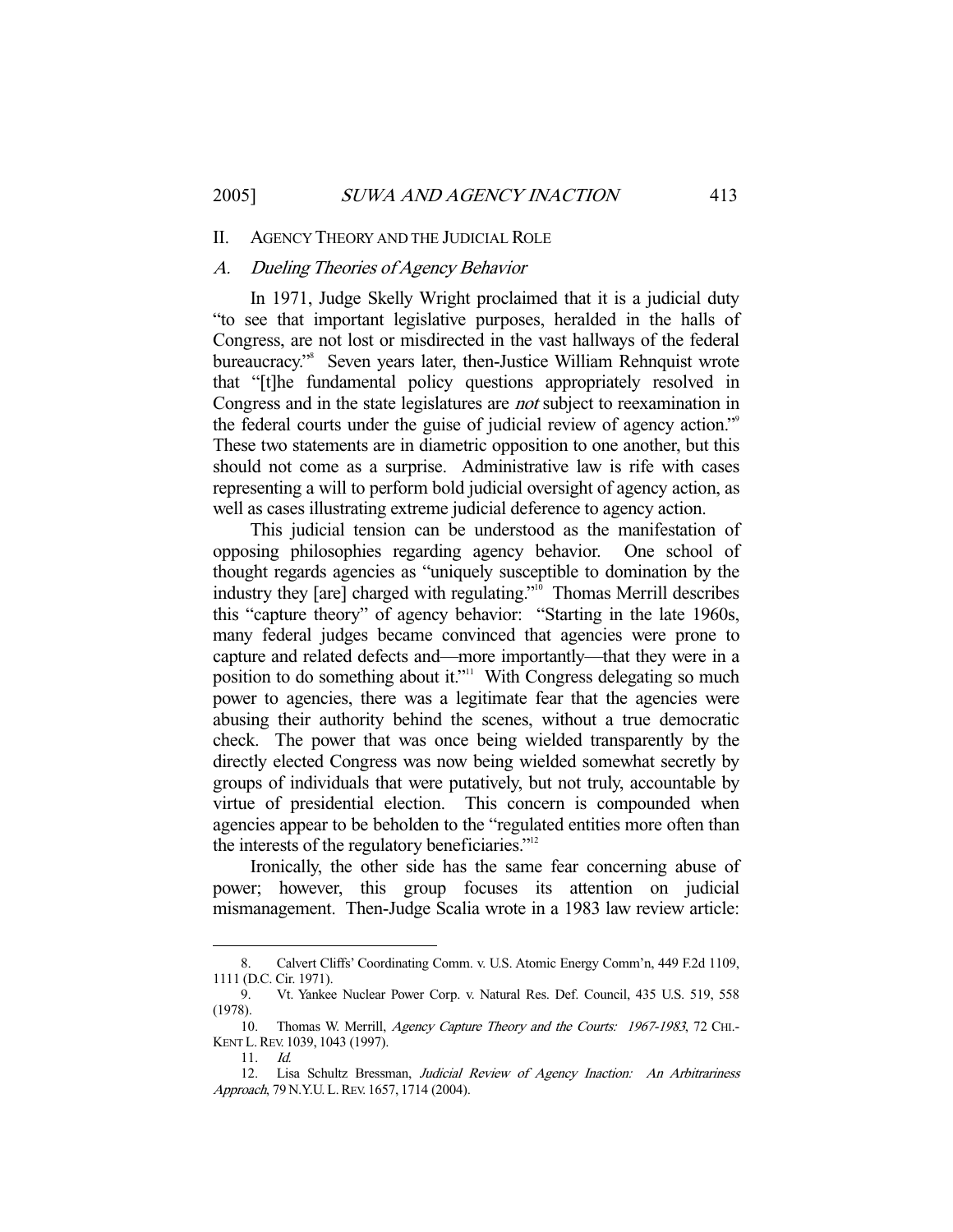## II. AGENCY THEORY AND THE JUDICIAL ROLE

### A. *Dueling Theories of Agency Behavior*

In 1971, Judge Skelly Wright proclaimed that it is a judicial duty "to see that important legislative purposes, heralded in the halls of Congress, are not lost or misdirected in the vast hallways of the federal bureaucracy."[8] Seven years later, then-Justice William Rehnquist wrote that "[t]he fundamental policy questions appropriately resolved in Congress and in the state legislatures are *not* subject to reexamination in the federal courts under the guise of judicial review of agency action."[9] These two statements are in diametric opposition to one another, but this should not come as a surprise. Administrative law is rife with cases representing a will to perform bold judicial oversight of agency action, as well as cases illustrating extreme judicial deference to agency action.

This judicial tension can be understood as the manifestation of opposing philosophies regarding agency behavior. One school of thought regards agencies as "uniquely susceptible to domination by the industry they [are] charged with regulating."[10] Thomas Merrill describes this "capture theory" of agency behavior: "Starting in the late 1960s, many federal judges became convinced that agencies were prone to capture and related defects and—more importantly—that they were in a position to do something about it."[11] With Congress delegating so much power to agencies, there was a legitimate fear that the agencies were abusing their authority behind the scenes, without a true democratic check. The power that was once being wielded transparently by the directly elected Congress was now being wielded somewhat secretly by groups of individuals that were putatively, but not truly, accountable by virtue of presidential election. This concern is compounded when agencies appear to be beholden to the "regulated entities more often than the interests of the regulatory beneficiaries."[12]

Ironically, the other side has the same fear concerning abuse of power; however, this group focuses its attention on judicial mismanagement. Then-Judge Scalia wrote in a 1983 law review article:

---

8. Calvert Cliffs' Coordinating Comm. v. U.S. Atomic Energy Comm'n, 449 F.2d 1109, 1111 (D.C. Cir. 1971).

9. Vt. Yankee Nuclear Power Corp. v. Natural Res. Def. Council, 435 U.S. 519, 558 (1978).

10. Thomas W. Merrill, *Agency Capture Theory and the Courts: 1967-1983*, 72 CHI.-KENT L. REV. 1039, 1043 (1997).

11. *Id.*

12. Lisa Schultz Bressman, *Judicial Review of Agency Inaction: An Arbitrariness Approach*, 79 N.Y.U. L. REV. 1657, 1714 (2004).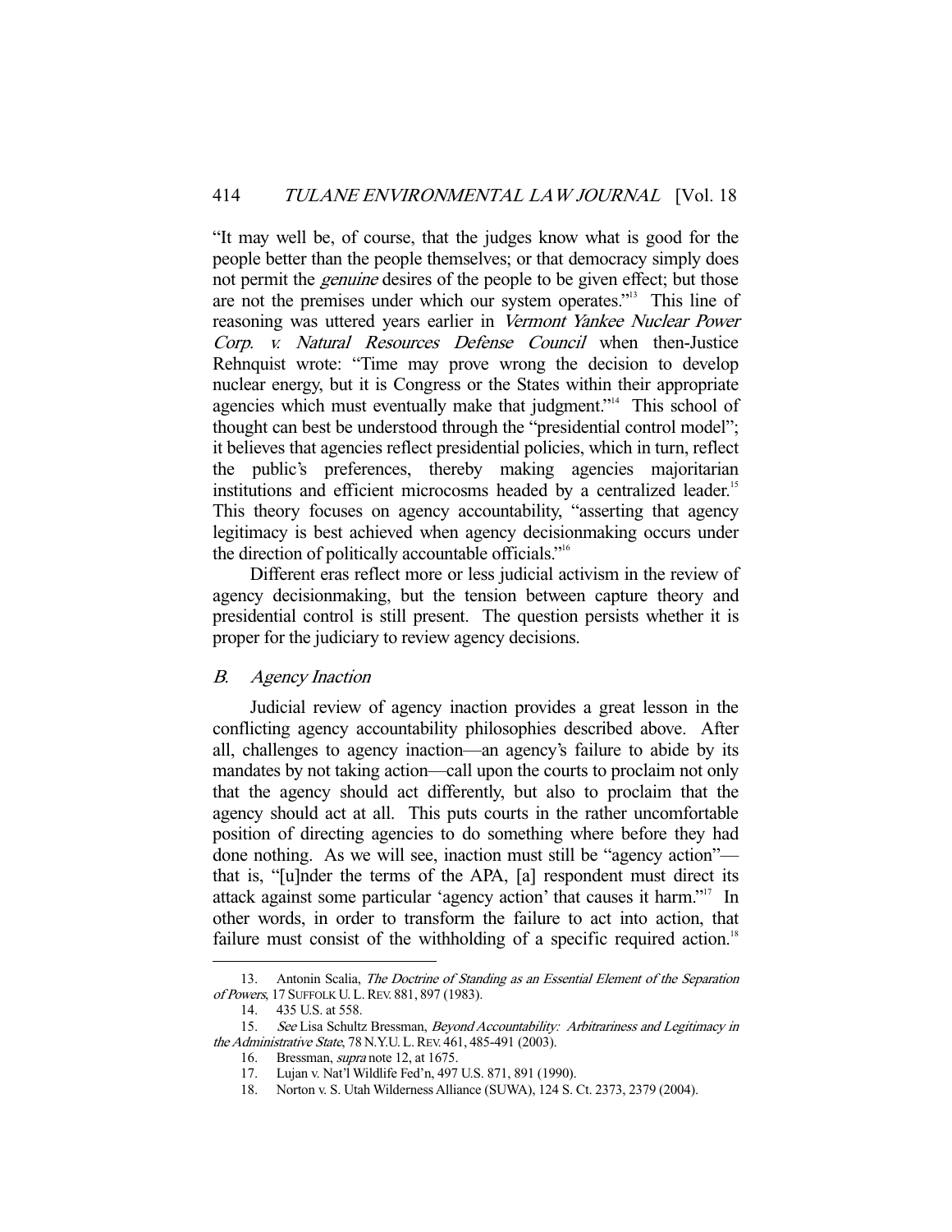"It may well be, of course, that the judges know what is good for the people better than the people themselves; or that democracy simply does not permit the *genuine* desires of the people to be given effect; but those are not the premises under which our system operates."[13] This line of reasoning was uttered years earlier in *Vermont Yankee Nuclear Power Corp. v. Natural Resources Defense Council* when then-Justice Rehnquist wrote: "Time may prove wrong the decision to develop nuclear energy, but it is Congress or the States within their appropriate agencies which must eventually make that judgment."[14] This school of thought can best be understood through the "presidential control model"; it believes that agencies reflect presidential policies, which in turn, reflect the public's preferences, thereby making agencies majoritarian institutions and efficient microcosms headed by a centralized leader.[15] This theory focuses on agency accountability, "asserting that agency legitimacy is best achieved when agency decisionmaking occurs under the direction of politically accountable officials."[16]

Different eras reflect more or less judicial activism in the review of agency decisionmaking, but the tension between capture theory and presidential control is still present. The question persists whether it is proper for the judiciary to review agency decisions.

### *B. Agency Inaction*

Judicial review of agency inaction provides a great lesson in the conflicting agency accountability philosophies described above. After all, challenges to agency inaction—an agency's failure to abide by its mandates by not taking action—call upon the courts to proclaim not only that the agency should act differently, but also to proclaim that the agency should act at all. This puts courts in the rather uncomfortable position of directing agencies to do something where before they had done nothing. As we will see, inaction must still be "agency action"—that is, "[u]nder the terms of the APA, [a] respondent must direct its attack against some particular 'agency action' that causes it harm."[17] In other words, in order to transform the failure to act into action, that failure must consist of the withholding of a specific required action.[18]

---

13. Antonin Scalia, *The Doctrine of Standing as an Essential Element of the Separation of Powers*, 17 SUFFOLK U. L. REV. 881, 897 (1983).

14. 435 U.S. at 558.

15. *See* Lisa Schultz Bressman, *Beyond Accountability: Arbitrariness and Legitimacy in the Administrative State*, 78 N.Y.U. L. REV. 461, 485-491 (2003).

16. Bressman, *supra* note 12, at 1675.

17. Lujan v. Nat'l Wildlife Fed'n, 497 U.S. 871, 891 (1990).

18. Norton v. S. Utah Wilderness Alliance (SUWA), 124 S. Ct. 2373, 2379 (2004).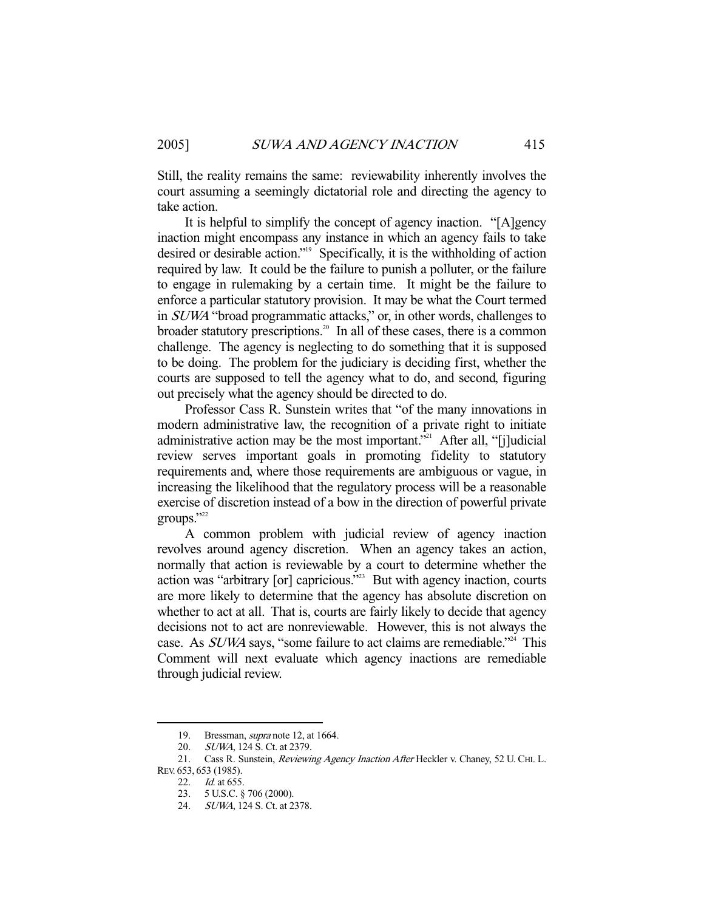Still, the reality remains the same: reviewability inherently involves the court assuming a seemingly dictatorial role and directing the agency to take action.

It is helpful to simplify the concept of agency inaction. "[A]gency inaction might encompass any instance in which an agency fails to take desired or desirable action."[19] Specifically, it is the withholding of action required by law. It could be the failure to punish a polluter, or the failure to engage in rulemaking by a certain time. It might be the failure to enforce a particular statutory provision. It may be what the Court termed in *SUWA* "broad programmatic attacks," or, in other words, challenges to broader statutory prescriptions.[20] In all of these cases, there is a common challenge. The agency is neglecting to do something that it is supposed to be doing. The problem for the judiciary is deciding first, whether the courts are supposed to tell the agency what to do, and second, figuring out precisely what the agency should be directed to do.

Professor Cass R. Sunstein writes that "of the many innovations in modern administrative law, the recognition of a private right to initiate administrative action may be the most important."[21] After all, "[j]udicial review serves important goals in promoting fidelity to statutory requirements and, where those requirements are ambiguous or vague, in increasing the likelihood that the regulatory process will be a reasonable exercise of discretion instead of a bow in the direction of powerful private groups."[22]

A common problem with judicial review of agency inaction revolves around agency discretion. When an agency takes an action, normally that action is reviewable by a court to determine whether the action was "arbitrary [or] capricious."[23] But with agency inaction, courts are more likely to determine that the agency has absolute discretion on whether to act at all. That is, courts are fairly likely to decide that agency decisions not to act are nonreviewable. However, this is not always the case. As *SUWA* says, "some failure to act claims are remediable."[24] This Comment will next evaluate which agency inactions are remediable through judicial review.

---

19. Bressman, *supra* note 12, at 1664.
20. *SUWA*, 124 S. Ct. at 2379.
21. Cass R. Sunstein, *Reviewing Agency Inaction After* Heckler v. Chaney, 52 U. CHI. L. REV. 653, 653 (1985).
22. *Id.* at 655.
23. 5 U.S.C. § 706 (2000).
24. *SUWA*, 124 S. Ct. at 2378.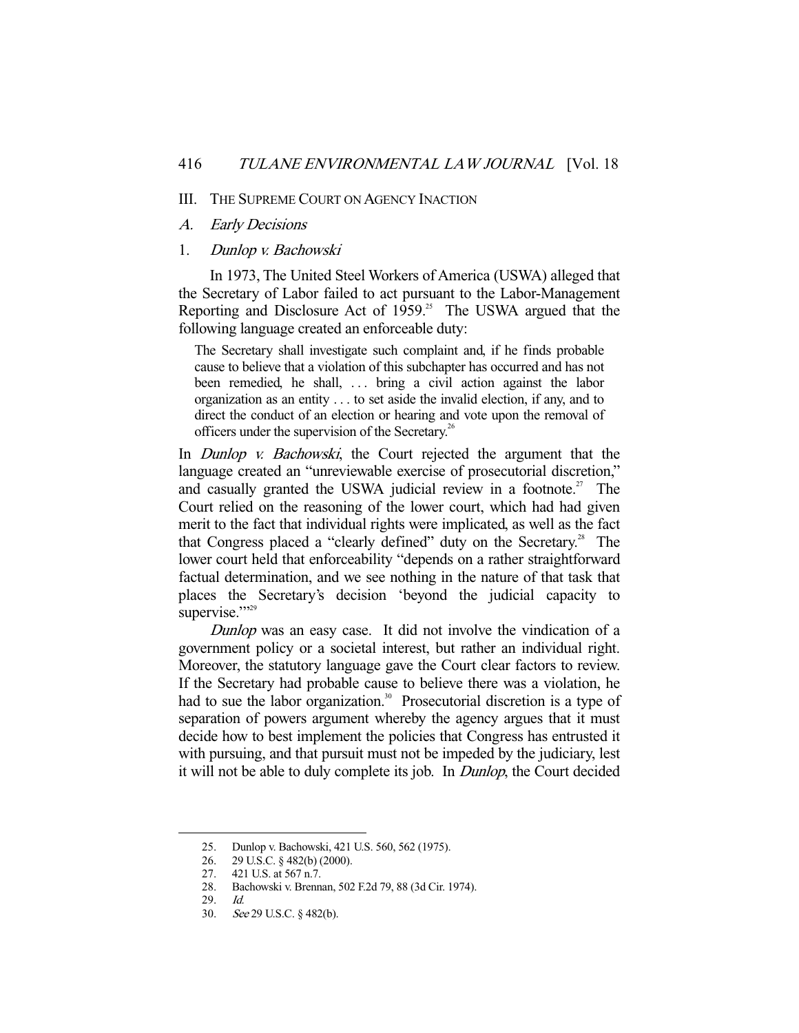## III. The Supreme Court on Agency Inaction

### *A. Early Decisions*

#### 1. *Dunlop v. Bachowski*

In 1973, The United Steel Workers of America (USWA) alleged that the Secretary of Labor failed to act pursuant to the Labor-Management Reporting and Disclosure Act of 1959.[25] The USWA argued that the following language created an enforceable duty:

> The Secretary shall investigate such complaint and, if he finds probable cause to believe that a violation of this subchapter has occurred and has not been remedied, he shall, . . . bring a civil action against the labor organization as an entity . . . to set aside the invalid election, if any, and to direct the conduct of an election or hearing and vote upon the removal of officers under the supervision of the Secretary.[26]

In *Dunlop v. Bachowski*, the Court rejected the argument that the language created an "unreviewable exercise of prosecutorial discretion," and casually granted the USWA judicial review in a footnote.[27] The Court relied on the reasoning of the lower court, which had had given merit to the fact that individual rights were implicated, as well as the fact that Congress placed a "clearly defined" duty on the Secretary.[28] The lower court held that enforceability "depends on a rather straightforward factual determination, and we see nothing in the nature of that task that places the Secretary's decision 'beyond the judicial capacity to supervise.'"[29]

*Dunlop* was an easy case. It did not involve the vindication of a government policy or a societal interest, but rather an individual right. Moreover, the statutory language gave the Court clear factors to review. If the Secretary had probable cause to believe there was a violation, he had to sue the labor organization.[30] Prosecutorial discretion is a type of separation of powers argument whereby the agency argues that it must decide how to best implement the policies that Congress has entrusted it with pursuing, and that pursuit must not be impeded by the judiciary, lest it will not be able to duly complete its job. In *Dunlop*, the Court decided

---

25. Dunlop v. Bachowski, 421 U.S. 560, 562 (1975).
26. 29 U.S.C. § 482(b) (2000).
27. 421 U.S. at 567 n.7.
28. Bachowski v. Brennan, 502 F.2d 79, 88 (3d Cir. 1974).
29. *Id.*
30. *See* 29 U.S.C. § 482(b).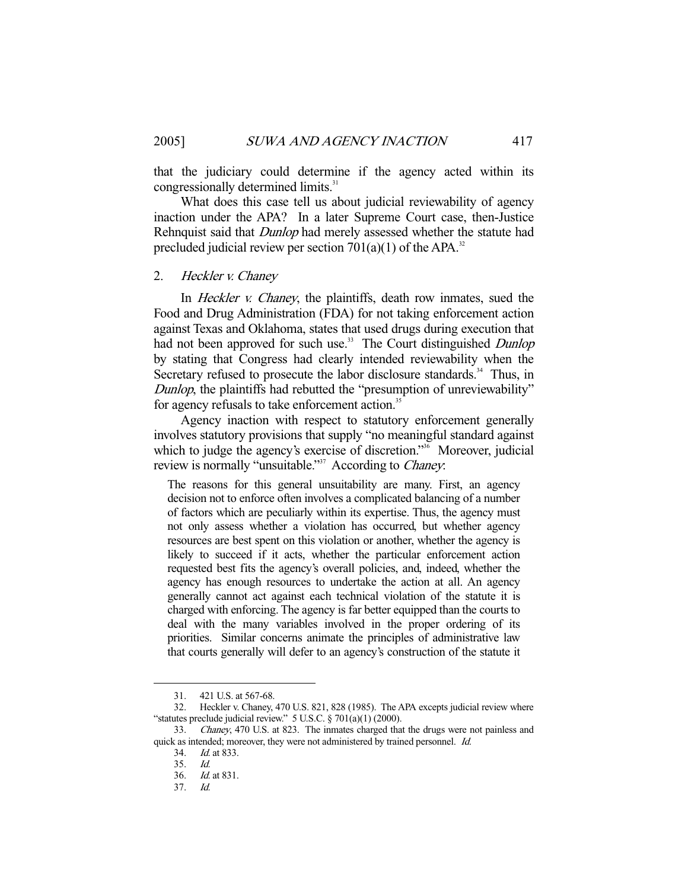that the judiciary could determine if the agency acted within its congressionally determined limits.[31]

What does this case tell us about judicial reviewability of agency inaction under the APA? In a later Supreme Court case, then-Justice Rehnquist said that *Dunlop* had merely assessed whether the statute had precluded judicial review per section 701(a)(1) of the APA.[32]

### 2. *Heckler v. Chaney*

In *Heckler v. Chaney*, the plaintiffs, death row inmates, sued the Food and Drug Administration (FDA) for not taking enforcement action against Texas and Oklahoma, states that used drugs during execution that had not been approved for such use.[33] The Court distinguished *Dunlop* by stating that Congress had clearly intended reviewability when the Secretary refused to prosecute the labor disclosure standards.[34] Thus, in *Dunlop*, the plaintiffs had rebutted the "presumption of unreviewability" for agency refusals to take enforcement action.[35]

Agency inaction with respect to statutory enforcement generally involves statutory provisions that supply "no meaningful standard against which to judge the agency's exercise of discretion."[36] Moreover, judicial review is normally "unsuitable."[37] According to *Chaney*:

> The reasons for this general unsuitability are many. First, an agency decision not to enforce often involves a complicated balancing of a number of factors which are peculiarly within its expertise. Thus, the agency must not only assess whether a violation has occurred, but whether agency resources are best spent on this violation or another, whether the agency is likely to succeed if it acts, whether the particular enforcement action requested best fits the agency's overall policies, and, indeed, whether the agency has enough resources to undertake the action at all. An agency generally cannot act against each technical violation of the statute it is charged with enforcing. The agency is far better equipped than the courts to deal with the many variables involved in the proper ordering of its priorities. Similar concerns animate the principles of administrative law that courts generally will defer to an agency's construction of the statute it

---

31. 421 U.S. at 567-68.
32. Heckler v. Chaney, 470 U.S. 821, 828 (1985). The APA excepts judicial review where "statutes preclude judicial review." 5 U.S.C. § 701(a)(1) (2000).
33. *Chaney*, 470 U.S. at 823. The inmates charged that the drugs were not painless and quick as intended; moreover, they were not administered by trained personnel. *Id.*
34. *Id.* at 833.
35. *Id.*
36. *Id.* at 831.
37. *Id.*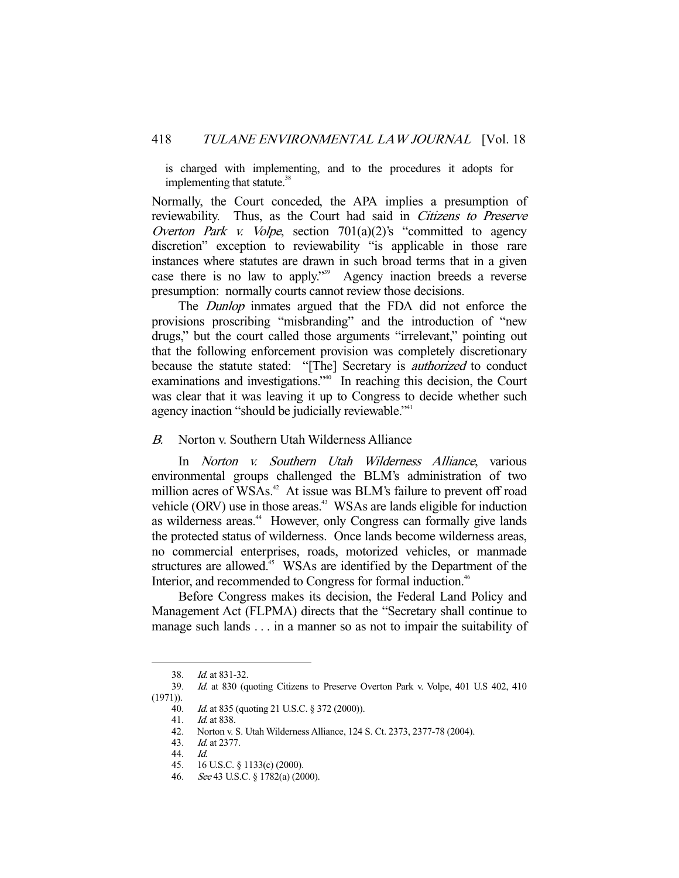is charged with implementing, and to the procedures it adopts for implementing that statute.[38]

Normally, the Court conceded, the APA implies a presumption of reviewability. Thus, as the Court had said in *Citizens to Preserve Overton Park v. Volpe*, section 701(a)(2)'s "committed to agency discretion" exception to reviewability "is applicable in those rare instances where statutes are drawn in such broad terms that in a given case there is no law to apply."[39] Agency inaction breeds a reverse presumption: normally courts cannot review those decisions.

The *Dunlop* inmates argued that the FDA did not enforce the provisions proscribing "misbranding" and the introduction of "new drugs," but the court called those arguments "irrelevant," pointing out that the following enforcement provision was completely discretionary because the statute stated: "[The] Secretary is *authorized* to conduct examinations and investigations."[40] In reaching this decision, the Court was clear that it was leaving it up to Congress to decide whether such agency inaction "should be judicially reviewable."[41]

### *B.* Norton v. Southern Utah Wilderness Alliance

In *Norton v. Southern Utah Wilderness Alliance*, various environmental groups challenged the BLM's administration of two million acres of WSAs.[42] At issue was BLM's failure to prevent off road vehicle (ORV) use in those areas.[43] WSAs are lands eligible for induction as wilderness areas.[44] However, only Congress can formally give lands the protected status of wilderness. Once lands become wilderness areas, no commercial enterprises, roads, motorized vehicles, or manmade structures are allowed.[45] WSAs are identified by the Department of the Interior, and recommended to Congress for formal induction.[46]

Before Congress makes its decision, the Federal Land Policy and Management Act (FLPMA) directs that the "Secretary shall continue to manage such lands . . . in a manner so as not to impair the suitability of

---

38. *Id.* at 831-32.
39. *Id.* at 830 (quoting Citizens to Preserve Overton Park v. Volpe, 401 U.S 402, 410 (1971)).
40. *Id.* at 835 (quoting 21 U.S.C. § 372 (2000)).
41. *Id.* at 838.
42. Norton v. S. Utah Wilderness Alliance, 124 S. Ct. 2373, 2377-78 (2004).
43. *Id.* at 2377.
44. *Id.*
45. 16 U.S.C. § 1133(c) (2000).
46. *See* 43 U.S.C. § 1782(a) (2000).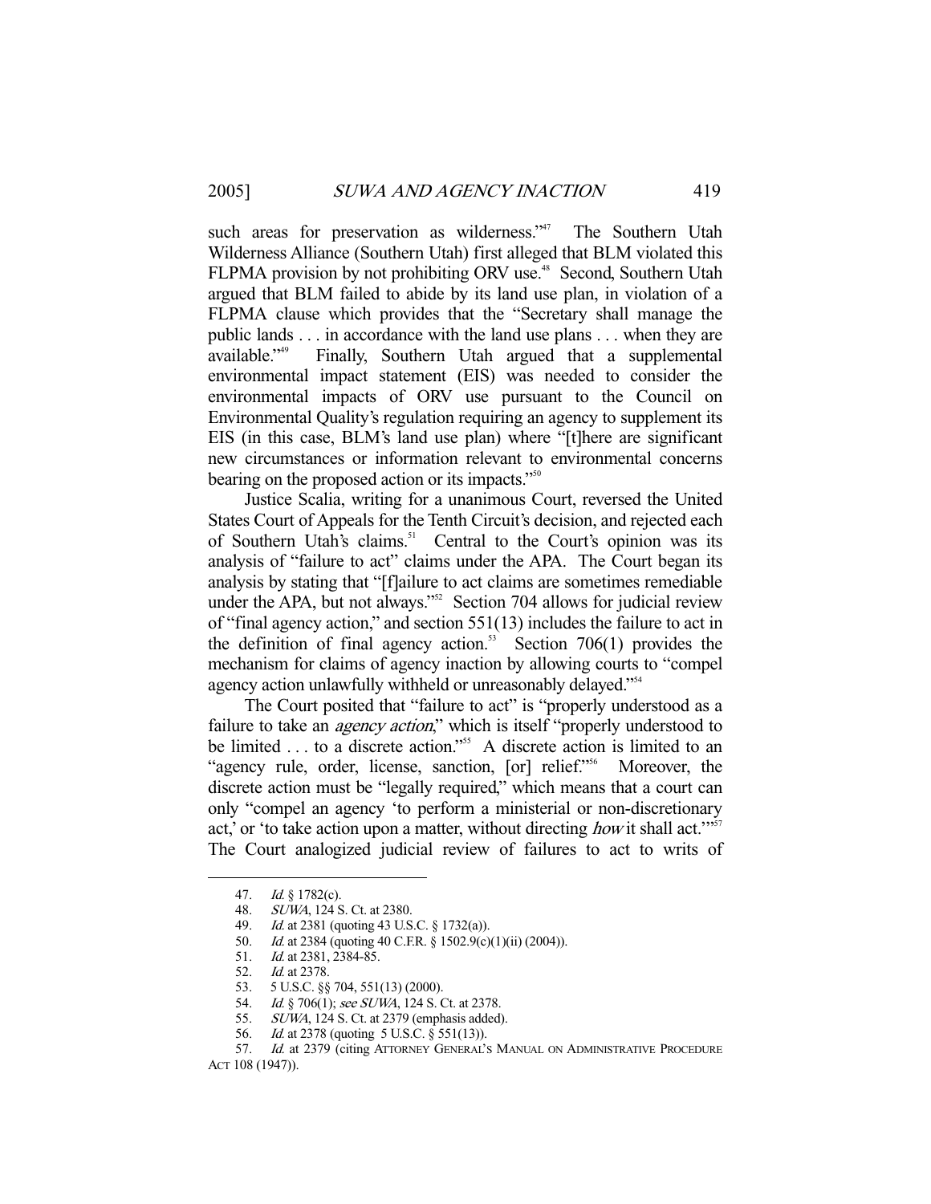such areas for preservation as wilderness."[47] The Southern Utah Wilderness Alliance (Southern Utah) first alleged that BLM violated this FLPMA provision by not prohibiting ORV use.[48] Second, Southern Utah argued that BLM failed to abide by its land use plan, in violation of a FLPMA clause which provides that the "Secretary shall manage the public lands . . . in accordance with the land use plans . . . when they are available."[49] Finally, Southern Utah argued that a supplemental environmental impact statement (EIS) was needed to consider the environmental impacts of ORV use pursuant to the Council on Environmental Quality's regulation requiring an agency to supplement its EIS (in this case, BLM's land use plan) where "[t]here are significant new circumstances or information relevant to environmental concerns bearing on the proposed action or its impacts."[50]

Justice Scalia, writing for a unanimous Court, reversed the United States Court of Appeals for the Tenth Circuit's decision, and rejected each of Southern Utah's claims.[51] Central to the Court's opinion was its analysis of "failure to act" claims under the APA. The Court began its analysis by stating that "[f]ailure to act claims are sometimes remediable under the APA, but not always."[52] Section 704 allows for judicial review of "final agency action," and section 551(13) includes the failure to act in the definition of final agency action.[53] Section 706(1) provides the mechanism for claims of agency inaction by allowing courts to "compel agency action unlawfully withheld or unreasonably delayed."[54]

The Court posited that "failure to act" is "properly understood as a failure to take an *agency action*," which is itself "properly understood to be limited . . . to a discrete action."[55] A discrete action is limited to an "agency rule, order, license, sanction, [or] relief."[56] Moreover, the discrete action must be "legally required," which means that a court can only "compel an agency 'to perform a ministerial or non-discretionary act,' or 'to take action upon a matter, without directing *how* it shall act.'"[57] The Court analogized judicial review of failures to act to writs of

---

47. *Id.* § 1782(c).
48. *SUWA*, 124 S. Ct. at 2380.
49. *Id.* at 2381 (quoting 43 U.S.C. § 1732(a)).
50. *Id.* at 2384 (quoting 40 C.F.R. § 1502.9(c)(1)(ii) (2004)).
51. *Id.* at 2381, 2384-85.
52. *Id.* at 2378.
53. 5 U.S.C. §§ 704, 551(13) (2000).
54. *Id.* § 706(1); *see SUWA*, 124 S. Ct. at 2378.
55. *SUWA*, 124 S. Ct. at 2379 (emphasis added).
56. *Id.* at 2378 (quoting 5 U.S.C. § 551(13)).
57. *Id.* at 2379 (citing ATTORNEY GENERAL'S MANUAL ON ADMINISTRATIVE PROCEDURE ACT 108 (1947)).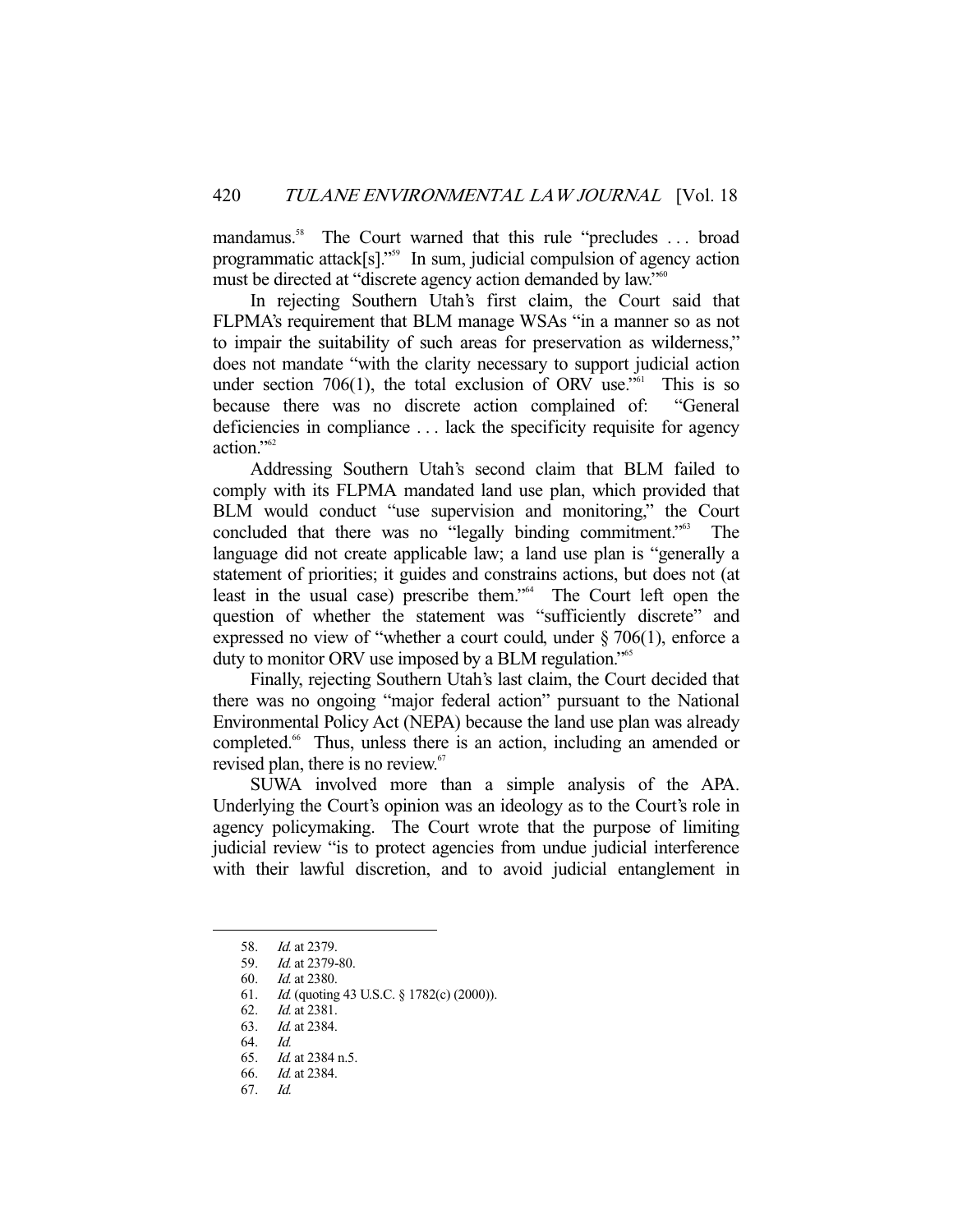mandamus.[58] The Court warned that this rule "precludes . . . broad programmatic attack[s]."[59] In sum, judicial compulsion of agency action must be directed at "discrete agency action demanded by law."[60]

In rejecting Southern Utah's first claim, the Court said that FLPMA's requirement that BLM manage WSAs "in a manner so as not to impair the suitability of such areas for preservation as wilderness," does not mandate "with the clarity necessary to support judicial action under section 706(1), the total exclusion of ORV use."[61] This is so because there was no discrete action complained of: "General deficiencies in compliance . . . lack the specificity requisite for agency action."[62]

Addressing Southern Utah's second claim that BLM failed to comply with its FLPMA mandated land use plan, which provided that BLM would conduct "use supervision and monitoring," the Court concluded that there was no "legally binding commitment."[63] The language did not create applicable law; a land use plan is "generally a statement of priorities; it guides and constrains actions, but does not (at least in the usual case) prescribe them."[64] The Court left open the question of whether the statement was "sufficiently discrete" and expressed no view of "whether a court could, under § 706(1), enforce a duty to monitor ORV use imposed by a BLM regulation."[65]

Finally, rejecting Southern Utah's last claim, the Court decided that there was no ongoing "major federal action" pursuant to the National Environmental Policy Act (NEPA) because the land use plan was already completed.[66] Thus, unless there is an action, including an amended or revised plan, there is no review.[67]

SUWA involved more than a simple analysis of the APA. Underlying the Court's opinion was an ideology as to the Court's role in agency policymaking. The Court wrote that the purpose of limiting judicial review "is to protect agencies from undue judicial interference with their lawful discretion, and to avoid judicial entanglement in

---

58. *Id.* at 2379.
59. *Id.* at 2379-80.
60. *Id.* at 2380.
61. *Id.* (quoting 43 U.S.C. § 1782(c) (2000)).
62. *Id.* at 2381.
63. *Id.* at 2384.
64. *Id.*
65. *Id.* at 2384 n.5.
66. *Id.* at 2384.
67. *Id.*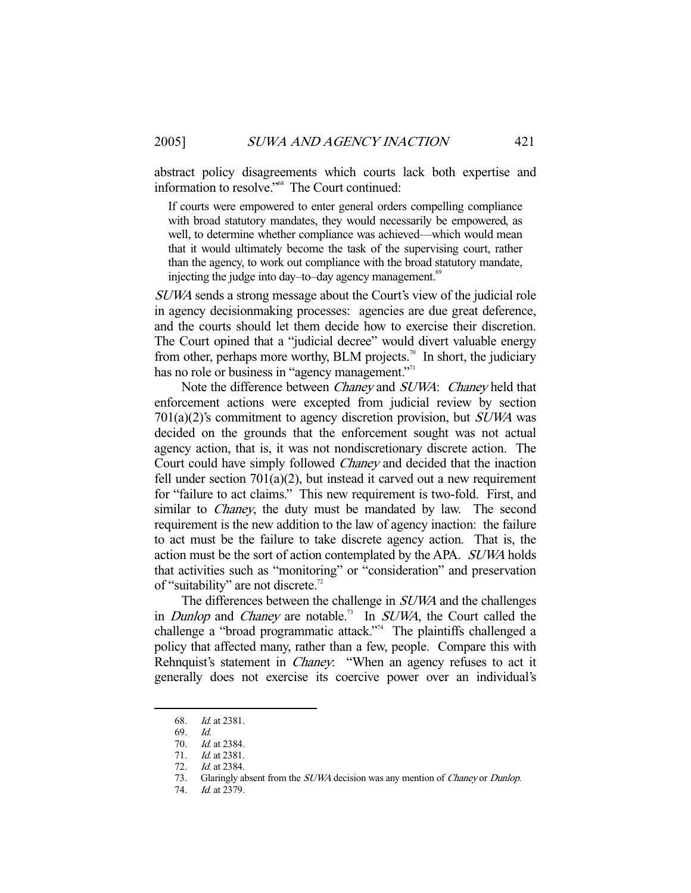abstract policy disagreements which courts lack both expertise and information to resolve."[68] The Court continued:

> If courts were empowered to enter general orders compelling compliance with broad statutory mandates, they would necessarily be empowered, as well, to determine whether compliance was achieved—which would mean that it would ultimately become the task of the supervising court, rather than the agency, to work out compliance with the broad statutory mandate, injecting the judge into day–to–day agency management.[69]

*SUWA* sends a strong message about the Court's view of the judicial role in agency decisionmaking processes: agencies are due great deference, and the courts should let them decide how to exercise their discretion. The Court opined that a "judicial decree" would divert valuable energy from other, perhaps more worthy, BLM projects.[70] In short, the judiciary has no role or business in "agency management."[71]

Note the difference between *Chaney* and *SUWA*: *Chaney* held that enforcement actions were excepted from judicial review by section 701(a)(2)'s commitment to agency discretion provision, but *SUWA* was decided on the grounds that the enforcement sought was not actual agency action, that is, it was not nondiscretionary discrete action. The Court could have simply followed *Chaney* and decided that the inaction fell under section 701(a)(2), but instead it carved out a new requirement for "failure to act claims." This new requirement is two-fold. First, and similar to *Chaney*, the duty must be mandated by law. The second requirement is the new addition to the law of agency inaction: the failure to act must be the failure to take discrete agency action. That is, the action must be the sort of action contemplated by the APA. *SUWA* holds that activities such as "monitoring" or "consideration" and preservation of "suitability" are not discrete.[72]

The differences between the challenge in *SUWA* and the challenges in *Dunlop* and *Chaney* are notable.[73] In *SUWA*, the Court called the challenge a "broad programmatic attack."[74] The plaintiffs challenged a policy that affected many, rather than a few, people. Compare this with Rehnquist's statement in *Chaney*: "When an agency refuses to act it generally does not exercise its coercive power over an individual's

---

68. *Id.* at 2381.

69. *Id.*

70. *Id.* at 2384.

71. *Id.* at 2381.

72. *Id.* at 2384.

73. Glaringly absent from the *SUWA* decision was any mention of *Chaney* or *Dunlop*.

74. *Id.* at 2379.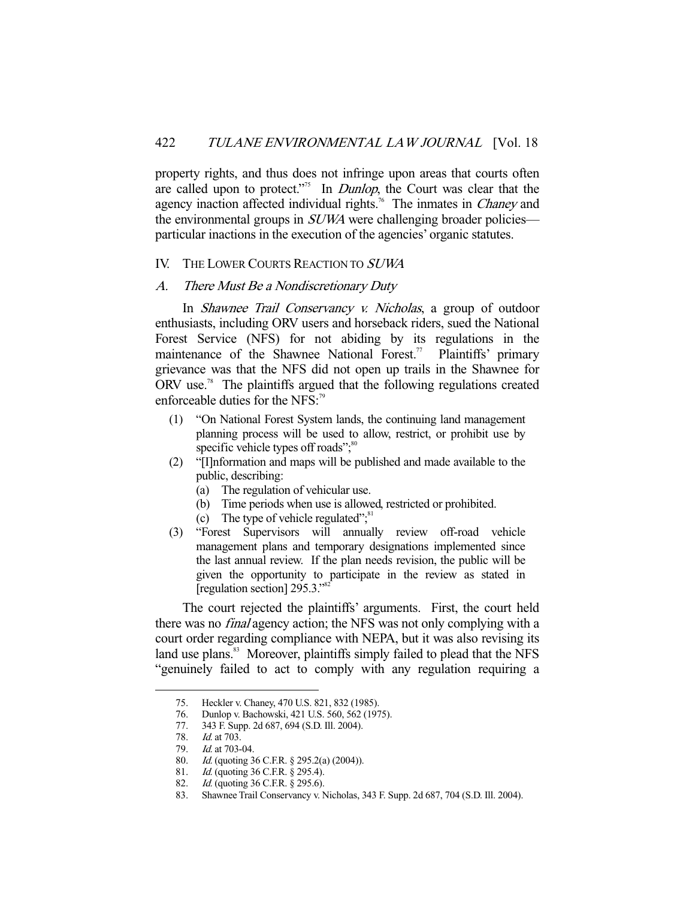property rights, and thus does not infringe upon areas that courts often are called upon to protect."[75] In *Dunlop*, the Court was clear that the agency inaction affected individual rights.[76] The inmates in *Chaney* and the environmental groups in *SUWA* were challenging broader policies—particular inactions in the execution of the agencies' organic statutes.

## IV. THE LOWER COURTS REACTION TO *SUWA*

### *A. There Must Be a Nondiscretionary Duty*

In *Shawnee Trail Conservancy v. Nicholas*, a group of outdoor enthusiasts, including ORV users and horseback riders, sued the National Forest Service (NFS) for not abiding by its regulations in the maintenance of the Shawnee National Forest.[77] Plaintiffs' primary grievance was that the NFS did not open up trails in the Shawnee for ORV use.[78] The plaintiffs argued that the following regulations created enforceable duties for the NFS:[79]

(1) "On National Forest System lands, the continuing land management planning process will be used to allow, restrict, or prohibit use by specific vehicle types off roads";[80]

(2) "[I]nformation and maps will be published and made available to the public, describing:
   (a) The regulation of vehicular use.
   (b) Time periods when use is allowed, restricted or prohibited.
   (c) The type of vehicle regulated";[81]

(3) "Forest Supervisors will annually review off-road vehicle management plans and temporary designations implemented since the last annual review. If the plan needs revision, the public will be given the opportunity to participate in the review as stated in [regulation section] 295.3."[82]

The court rejected the plaintiffs' arguments. First, the court held there was no *final* agency action; the NFS was not only complying with a court order regarding compliance with NEPA, but it was also revising its land use plans.[83] Moreover, plaintiffs simply failed to plead that the NFS "genuinely failed to act to comply with any regulation requiring a

---

75. Heckler v. Chaney, 470 U.S. 821, 832 (1985).
76. Dunlop v. Bachowski, 421 U.S. 560, 562 (1975).
77. 343 F. Supp. 2d 687, 694 (S.D. Ill. 2004).
78. *Id.* at 703.
79. *Id.* at 703-04.
80. *Id.* (quoting 36 C.F.R. § 295.2(a) (2004)).
81. *Id.* (quoting 36 C.F.R. § 295.4).
82. *Id.* (quoting 36 C.F.R. § 295.6).
83. Shawnee Trail Conservancy v. Nicholas, 343 F. Supp. 2d 687, 704 (S.D. Ill. 2004).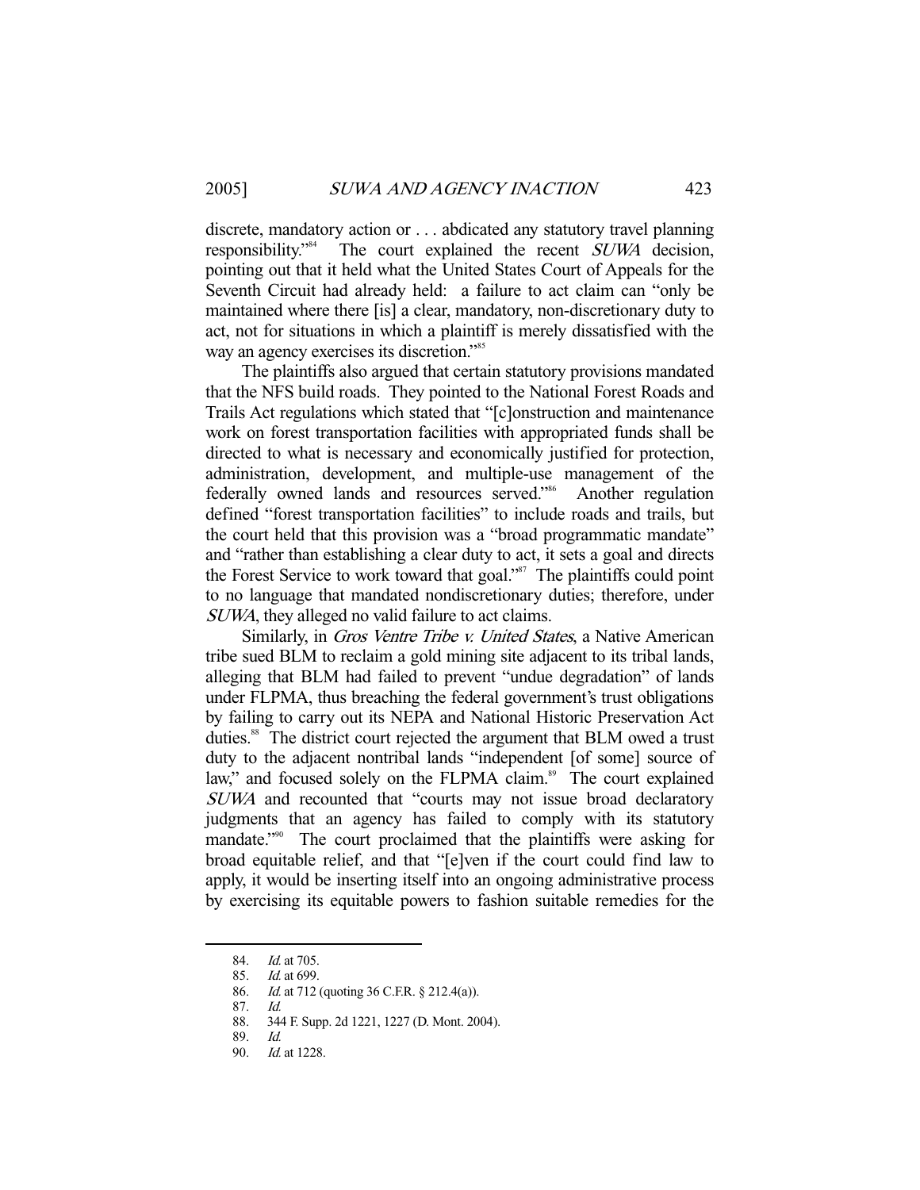discrete, mandatory action or . . . abdicated any statutory travel planning responsibility."[84] The court explained the recent *SUWA* decision, pointing out that it held what the United States Court of Appeals for the Seventh Circuit had already held: a failure to act claim can "only be maintained where there [is] a clear, mandatory, non-discretionary duty to act, not for situations in which a plaintiff is merely dissatisfied with the way an agency exercises its discretion."[85]

The plaintiffs also argued that certain statutory provisions mandated that the NFS build roads. They pointed to the National Forest Roads and Trails Act regulations which stated that "[c]onstruction and maintenance work on forest transportation facilities with appropriated funds shall be directed to what is necessary and economically justified for protection, administration, development, and multiple-use management of the federally owned lands and resources served."[86] Another regulation defined "forest transportation facilities" to include roads and trails, but the court held that this provision was a "broad programmatic mandate" and "rather than establishing a clear duty to act, it sets a goal and directs the Forest Service to work toward that goal."[87] The plaintiffs could point to no language that mandated nondiscretionary duties; therefore, under *SUWA*, they alleged no valid failure to act claims.

Similarly, in *Gros Ventre Tribe v. United States*, a Native American tribe sued BLM to reclaim a gold mining site adjacent to its tribal lands, alleging that BLM had failed to prevent "undue degradation" of lands under FLPMA, thus breaching the federal government's trust obligations by failing to carry out its NEPA and National Historic Preservation Act duties.[88] The district court rejected the argument that BLM owed a trust duty to the adjacent nontribal lands "independent [of some] source of law," and focused solely on the FLPMA claim.[89] The court explained *SUWA* and recounted that "courts may not issue broad declaratory judgments that an agency has failed to comply with its statutory mandate."[90] The court proclaimed that the plaintiffs were asking for broad equitable relief, and that "[e]ven if the court could find law to apply, it would be inserting itself into an ongoing administrative process by exercising its equitable powers to fashion suitable remedies for the

---

84. *Id.* at 705.
85. *Id.* at 699.
86. *Id.* at 712 (quoting 36 C.F.R. § 212.4(a)).
87. *Id.*
88. 344 F. Supp. 2d 1221, 1227 (D. Mont. 2004).
89. *Id.*
90. *Id.* at 1228.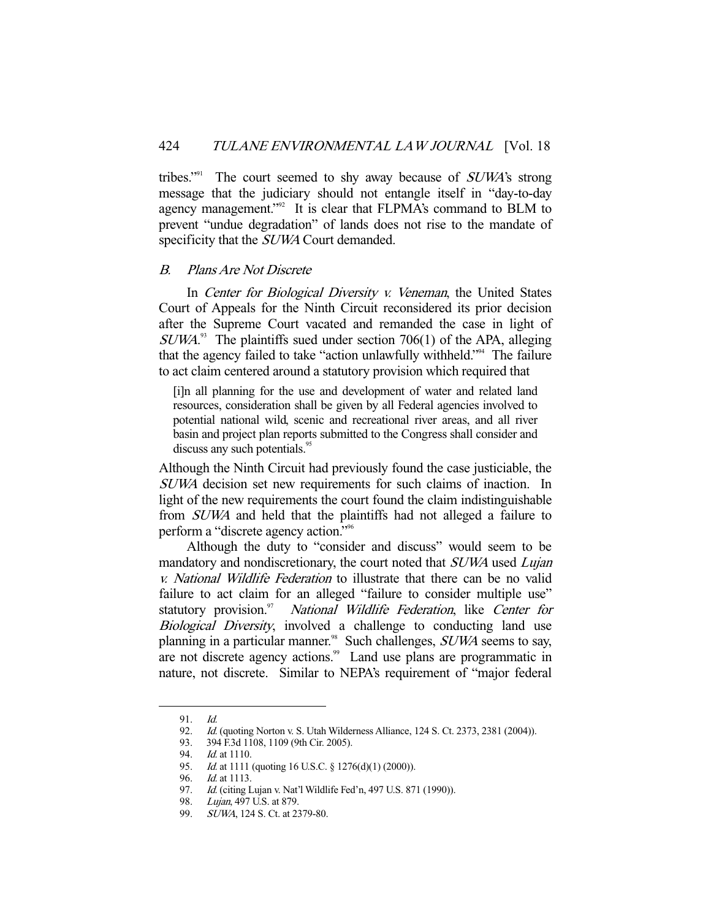tribes."[91] The court seemed to shy away because of *SUWA*'s strong message that the judiciary should not entangle itself in "day-to-day agency management."[92] It is clear that FLPMA's command to BLM to prevent "undue degradation" of lands does not rise to the mandate of specificity that the *SUWA* Court demanded.

### *B. Plans Are Not Discrete*

In *Center for Biological Diversity v. Veneman*, the United States Court of Appeals for the Ninth Circuit reconsidered its prior decision after the Supreme Court vacated and remanded the case in light of *SUWA*.[93] The plaintiffs sued under section 706(1) of the APA, alleging that the agency failed to take "action unlawfully withheld."[94] The failure to act claim centered around a statutory provision which required that

> [i]n all planning for the use and development of water and related land resources, consideration shall be given by all Federal agencies involved to potential national wild, scenic and recreational river areas, and all river basin and project plan reports submitted to the Congress shall consider and discuss any such potentials.[95]

Although the Ninth Circuit had previously found the case justiciable, the *SUWA* decision set new requirements for such claims of inaction. In light of the new requirements the court found the claim indistinguishable from *SUWA* and held that the plaintiffs had not alleged a failure to perform a "discrete agency action."[96]

Although the duty to "consider and discuss" would seem to be mandatory and nondiscretionary, the court noted that *SUWA* used *Lujan v. National Wildlife Federation* to illustrate that there can be no valid failure to act claim for an alleged "failure to consider multiple use" statutory provision.[97] *National Wildlife Federation*, like *Center for Biological Diversity*, involved a challenge to conducting land use planning in a particular manner.[98] Such challenges, *SUWA* seems to say, are not discrete agency actions.[99] Land use plans are programmatic in nature, not discrete. Similar to NEPA's requirement of "major federal

---

91. *Id.*
92. *Id.* (quoting Norton v. S. Utah Wilderness Alliance, 124 S. Ct. 2373, 2381 (2004)).
93. 394 F.3d 1108, 1109 (9th Cir. 2005).
94. *Id.* at 1110.
95. *Id.* at 1111 (quoting 16 U.S.C. § 1276(d)(1) (2000)).
96. *Id.* at 1113.
97. *Id.* (citing Lujan v. Nat'l Wildlife Fed'n, 497 U.S. 871 (1990)).
98. *Lujan*, 497 U.S. at 879.
99. *SUWA*, 124 S. Ct. at 2379-80.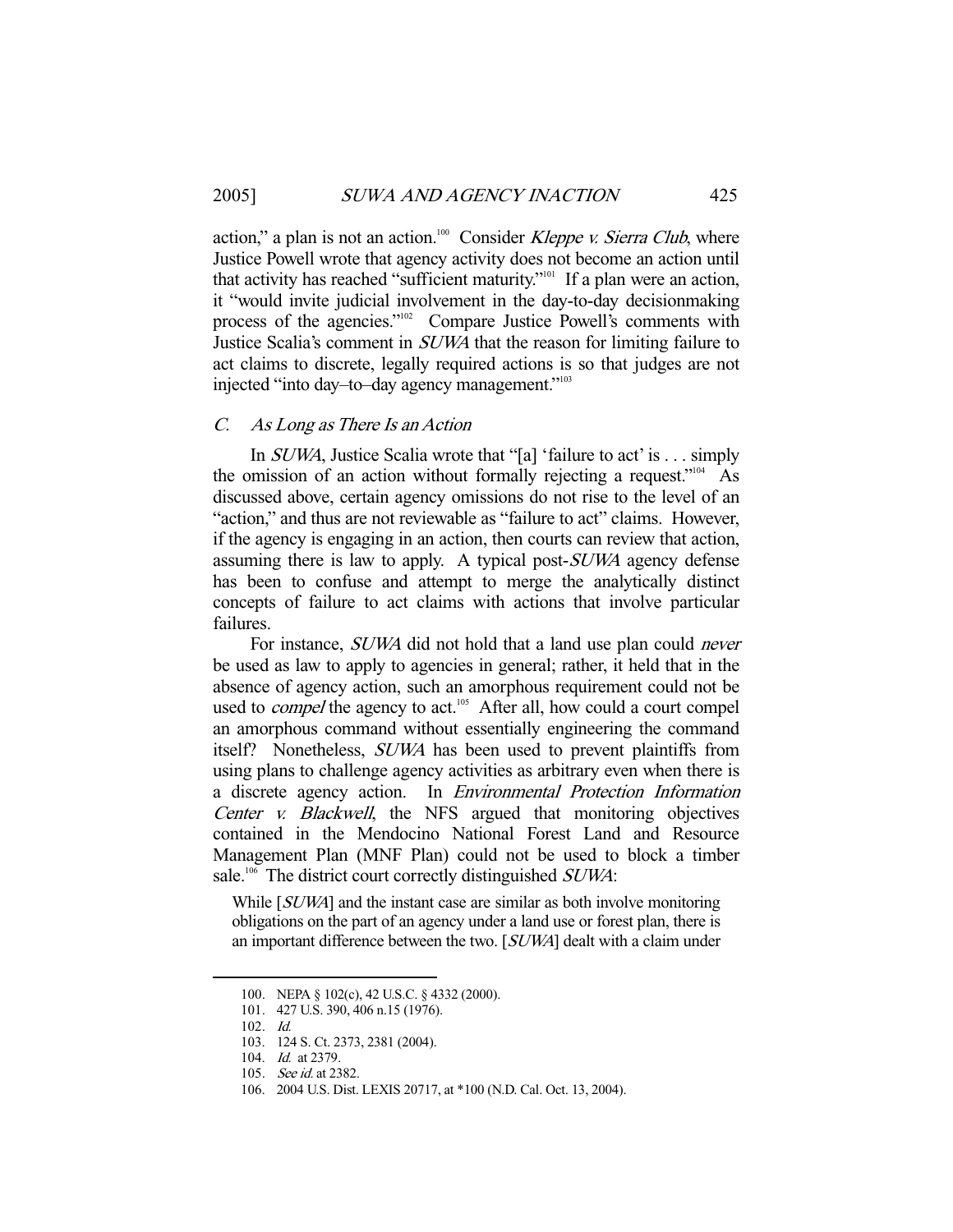action," a plan is not an action.[100] Consider *Kleppe v. Sierra Club*, where Justice Powell wrote that agency activity does not become an action until that activity has reached "sufficient maturity."[101] If a plan were an action, it "would invite judicial involvement in the day-to-day decisionmaking process of the agencies."[102] Compare Justice Powell's comments with Justice Scalia's comment in *SUWA* that the reason for limiting failure to act claims to discrete, legally required actions is so that judges are not injected "into day–to–day agency management."[103]

### *C. As Long as There Is an Action*

In *SUWA*, Justice Scalia wrote that "[a] 'failure to act' is . . . simply the omission of an action without formally rejecting a request."[104] As discussed above, certain agency omissions do not rise to the level of an "action," and thus are not reviewable as "failure to act" claims. However, if the agency is engaging in an action, then courts can review that action, assuming there is law to apply. A typical post-*SUWA* agency defense has been to confuse and attempt to merge the analytically distinct concepts of failure to act claims with actions that involve particular failures.

For instance, *SUWA* did not hold that a land use plan could *never* be used as law to apply to agencies in general; rather, it held that in the absence of agency action, such an amorphous requirement could not be used to *compel* the agency to act.[105] After all, how could a court compel an amorphous command without essentially engineering the command itself? Nonetheless, *SUWA* has been used to prevent plaintiffs from using plans to challenge agency activities as arbitrary even when there is a discrete agency action. In *Environmental Protection Information Center v. Blackwell*, the NFS argued that monitoring objectives contained in the Mendocino National Forest Land and Resource Management Plan (MNF Plan) could not be used to block a timber sale.[106] The district court correctly distinguished *SUWA*:

> While [*SUWA*] and the instant case are similar as both involve monitoring obligations on the part of an agency under a land use or forest plan, there is an important difference between the two. [*SUWA*] dealt with a claim under

---

100. NEPA § 102(c), 42 U.S.C. § 4332 (2000).
101. 427 U.S. 390, 406 n.15 (1976).
102. *Id.*
103. 124 S. Ct. 2373, 2381 (2004).
104. *Id.* at 2379.
105. *See id.* at 2382.
106. 2004 U.S. Dist. LEXIS 20717, at *100 (N.D. Cal. Oct. 13, 2004).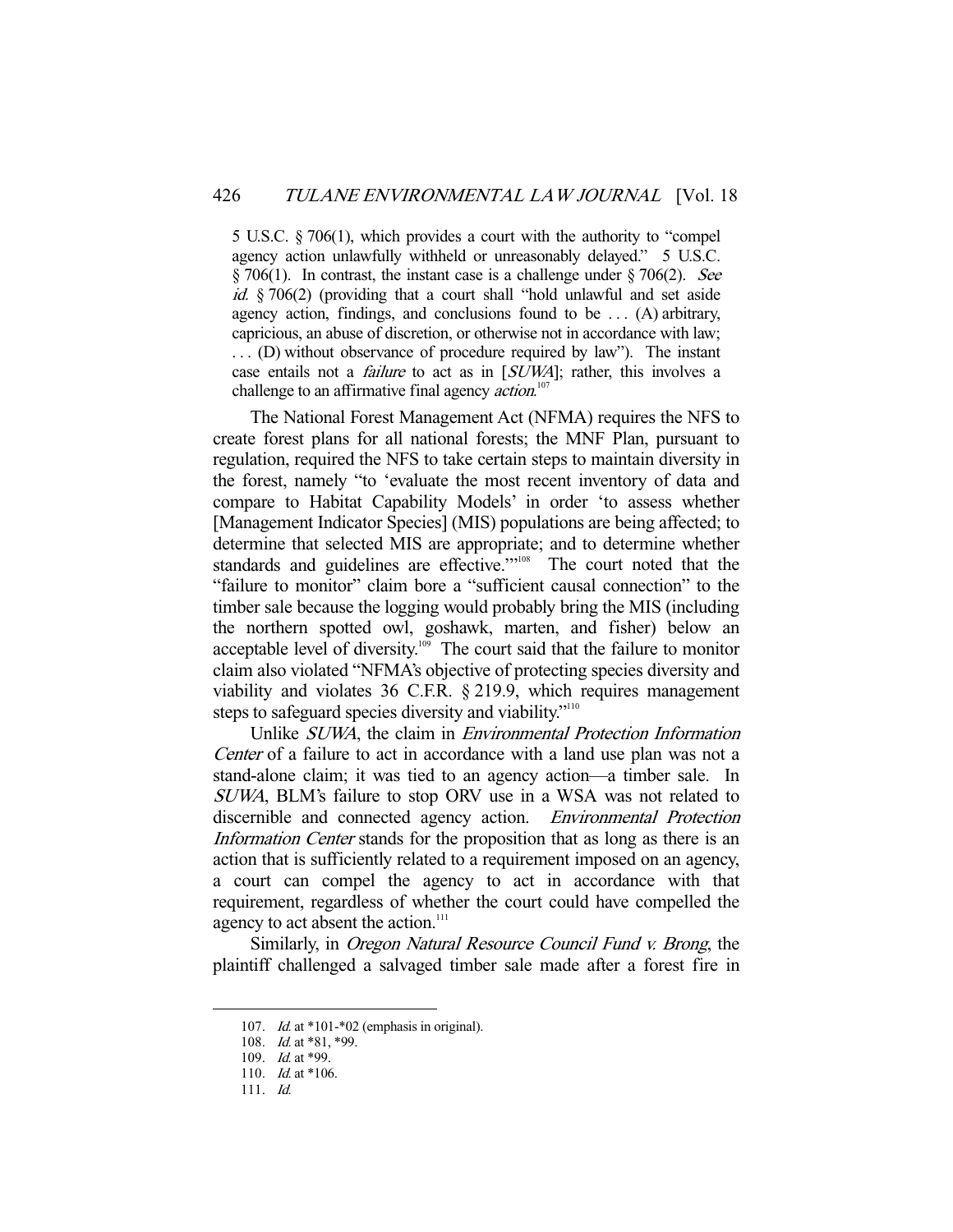5 U.S.C. § 706(1), which provides a court with the authority to "compel agency action unlawfully withheld or unreasonably delayed." 5 U.S.C. § 706(1). In contrast, the instant case is a challenge under § 706(2). *See id.* § 706(2) (providing that a court shall "hold unlawful and set aside agency action, findings, and conclusions found to be . . . (A) arbitrary, capricious, an abuse of discretion, or otherwise not in accordance with law; . . . (D) without observance of procedure required by law"). The instant case entails not a *failure* to act as in [*SUWA*]; rather, this involves a challenge to an affirmative final agency *action*.[107]

The National Forest Management Act (NFMA) requires the NFS to create forest plans for all national forests; the MNF Plan, pursuant to regulation, required the NFS to take certain steps to maintain diversity in the forest, namely "to 'evaluate the most recent inventory of data and compare to Habitat Capability Models' in order 'to assess whether [Management Indicator Species] (MIS) populations are being affected; to determine that selected MIS are appropriate; and to determine whether standards and guidelines are effective.'"[108] The court noted that the "failure to monitor" claim bore a "sufficient causal connection" to the timber sale because the logging would probably bring the MIS (including the northern spotted owl, goshawk, marten, and fisher) below an acceptable level of diversity.[109] The court said that the failure to monitor claim also violated "NFMA's objective of protecting species diversity and viability and violates 36 C.F.R. § 219.9, which requires management steps to safeguard species diversity and viability."[110]

Unlike *SUWA*, the claim in *Environmental Protection Information Center* of a failure to act in accordance with a land use plan was not a stand-alone claim; it was tied to an agency action—a timber sale. In *SUWA*, BLM's failure to stop ORV use in a WSA was not related to discernible and connected agency action. *Environmental Protection Information Center* stands for the proposition that as long as there is an action that is sufficiently related to a requirement imposed on an agency, a court can compel the agency to act in accordance with that requirement, regardless of whether the court could have compelled the agency to act absent the action.[111]

Similarly, in *Oregon Natural Resource Council Fund v. Brong*, the plaintiff challenged a salvaged timber sale made after a forest fire in

---

107. *Id.* at *101-*02 (emphasis in original).

108. *Id.* at *81, *99.

109. *Id.* at *99.

110. *Id.* at *106.

111. *Id.*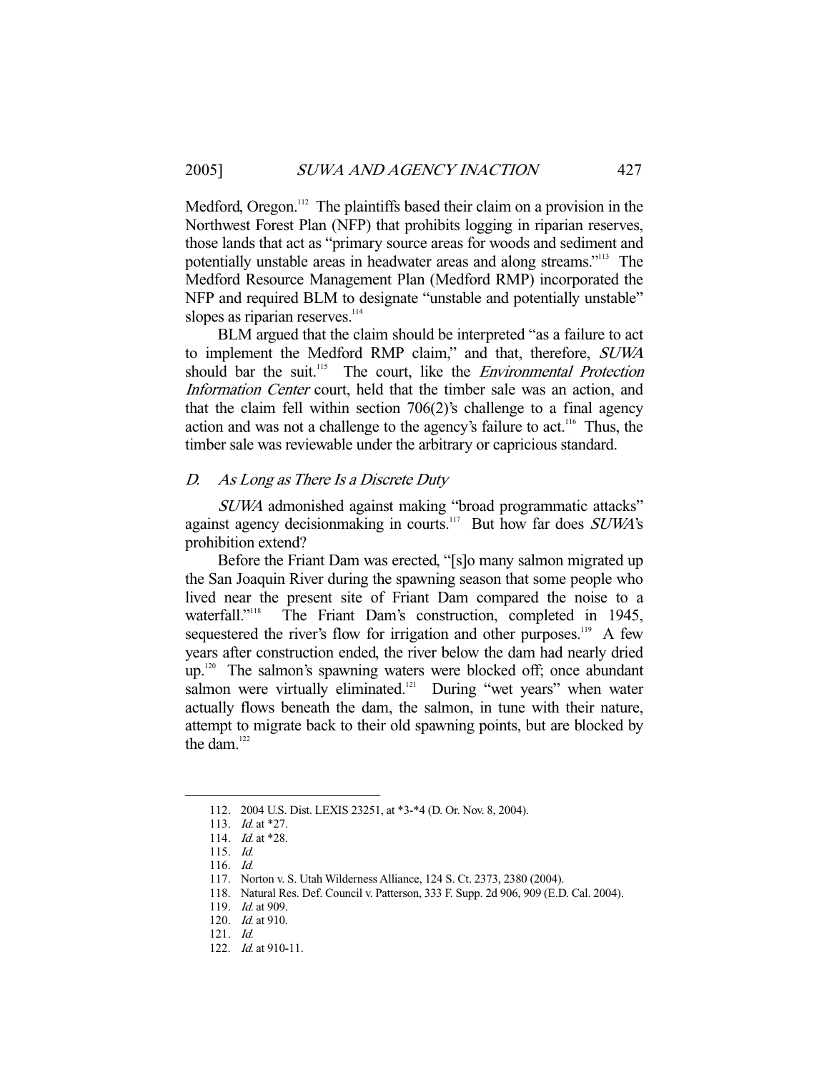Medford, Oregon.[112] The plaintiffs based their claim on a provision in the Northwest Forest Plan (NFP) that prohibits logging in riparian reserves, those lands that act as "primary source areas for woods and sediment and potentially unstable areas in headwater areas and along streams."[113] The Medford Resource Management Plan (Medford RMP) incorporated the NFP and required BLM to designate "unstable and potentially unstable" slopes as riparian reserves.[114]

BLM argued that the claim should be interpreted "as a failure to act to implement the Medford RMP claim," and that, therefore, *SUWA* should bar the suit.[115] The court, like the *Environmental Protection Information Center* court, held that the timber sale was an action, and that the claim fell within section 706(2)'s challenge to a final agency action and was not a challenge to the agency's failure to act.[116] Thus, the timber sale was reviewable under the arbitrary or capricious standard.

### *D. As Long as There Is a Discrete Duty*

*SUWA* admonished against making "broad programmatic attacks" against agency decisionmaking in courts.[117] But how far does *SUWA*'s prohibition extend?

Before the Friant Dam was erected, "[s]o many salmon migrated up the San Joaquin River during the spawning season that some people who lived near the present site of Friant Dam compared the noise to a waterfall."[118] The Friant Dam's construction, completed in 1945, sequestered the river's flow for irrigation and other purposes.[119] A few years after construction ended, the river below the dam had nearly dried up.[120] The salmon's spawning waters were blocked off; once abundant salmon were virtually eliminated.[121] During "wet years" when water actually flows beneath the dam, the salmon, in tune with their nature, attempt to migrate back to their old spawning points, but are blocked by the dam.[122]

---

112. 2004 U.S. Dist. LEXIS 23251, at *3-*4 (D. Or. Nov. 8, 2004).

113. *Id.* at *27.

114. *Id.* at *28.

115. *Id.*

116. *Id.*

117. Norton v. S. Utah Wilderness Alliance, 124 S. Ct. 2373, 2380 (2004).

118. Natural Res. Def. Council v. Patterson, 333 F. Supp. 2d 906, 909 (E.D. Cal. 2004).

119. *Id.* at 909.

120. *Id.* at 910.

121. *Id.*

122. *Id.* at 910-11.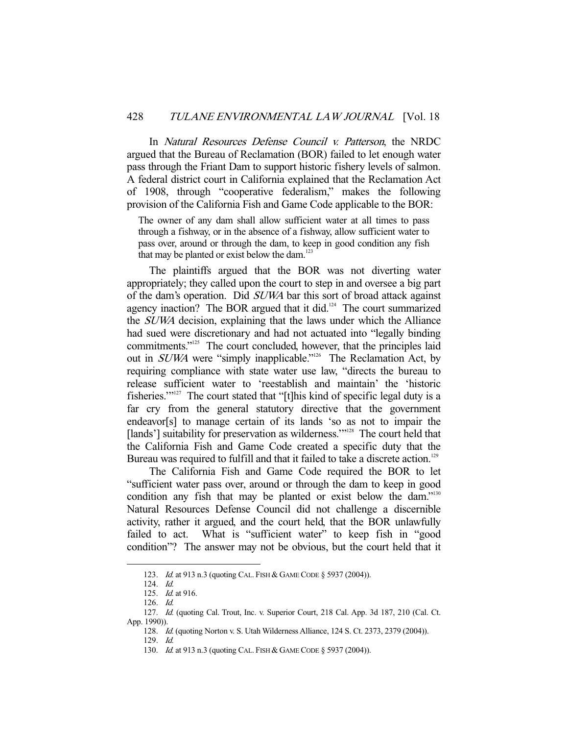In *Natural Resources Defense Council v. Patterson*, the NRDC argued that the Bureau of Reclamation (BOR) failed to let enough water pass through the Friant Dam to support historic fishery levels of salmon. A federal district court in California explained that the Reclamation Act of 1908, through "cooperative federalism," makes the following provision of the California Fish and Game Code applicable to the BOR:

> The owner of any dam shall allow sufficient water at all times to pass through a fishway, or in the absence of a fishway, allow sufficient water to pass over, around or through the dam, to keep in good condition any fish that may be planted or exist below the dam.[123]

The plaintiffs argued that the BOR was not diverting water appropriately; they called upon the court to step in and oversee a big part of the dam's operation. Did *SUWA* bar this sort of broad attack against agency inaction? The BOR argued that it did.[124] The court summarized the *SUWA* decision, explaining that the laws under which the Alliance had sued were discretionary and had not actuated into "legally binding commitments."[125] The court concluded, however, that the principles laid out in *SUWA* were "simply inapplicable."[126] The Reclamation Act, by requiring compliance with state water use law, "directs the bureau to release sufficient water to 'reestablish and maintain' the 'historic fisheries.'"[127] The court stated that "[t]his kind of specific legal duty is a far cry from the general statutory directive that the government endeavor[s] to manage certain of its lands 'so as not to impair the [lands'] suitability for preservation as wilderness.'"[128] The court held that the California Fish and Game Code created a specific duty that the Bureau was required to fulfill and that it failed to take a discrete action.[129]

The California Fish and Game Code required the BOR to let "sufficient water pass over, around or through the dam to keep in good condition any fish that may be planted or exist below the dam."[130] Natural Resources Defense Council did not challenge a discernible activity, rather it argued, and the court held, that the BOR unlawfully failed to act. What is "sufficient water" to keep fish in "good condition"? The answer may not be obvious, but the court held that it

---

123. *Id.* at 913 n.3 (quoting CAL. FISH & GAME CODE § 5937 (2004)).

124. *Id.*

125. *Id.* at 916.

126. *Id.*

127. *Id.* (quoting Cal. Trout, Inc. v. Superior Court, 218 Cal. App. 3d 187, 210 (Cal. Ct. App. 1990)).

128. *Id.* (quoting Norton v. S. Utah Wilderness Alliance, 124 S. Ct. 2373, 2379 (2004)).

129. *Id.*

130. *Id.* at 913 n.3 (quoting CAL. FISH & GAME CODE § 5937 (2004)).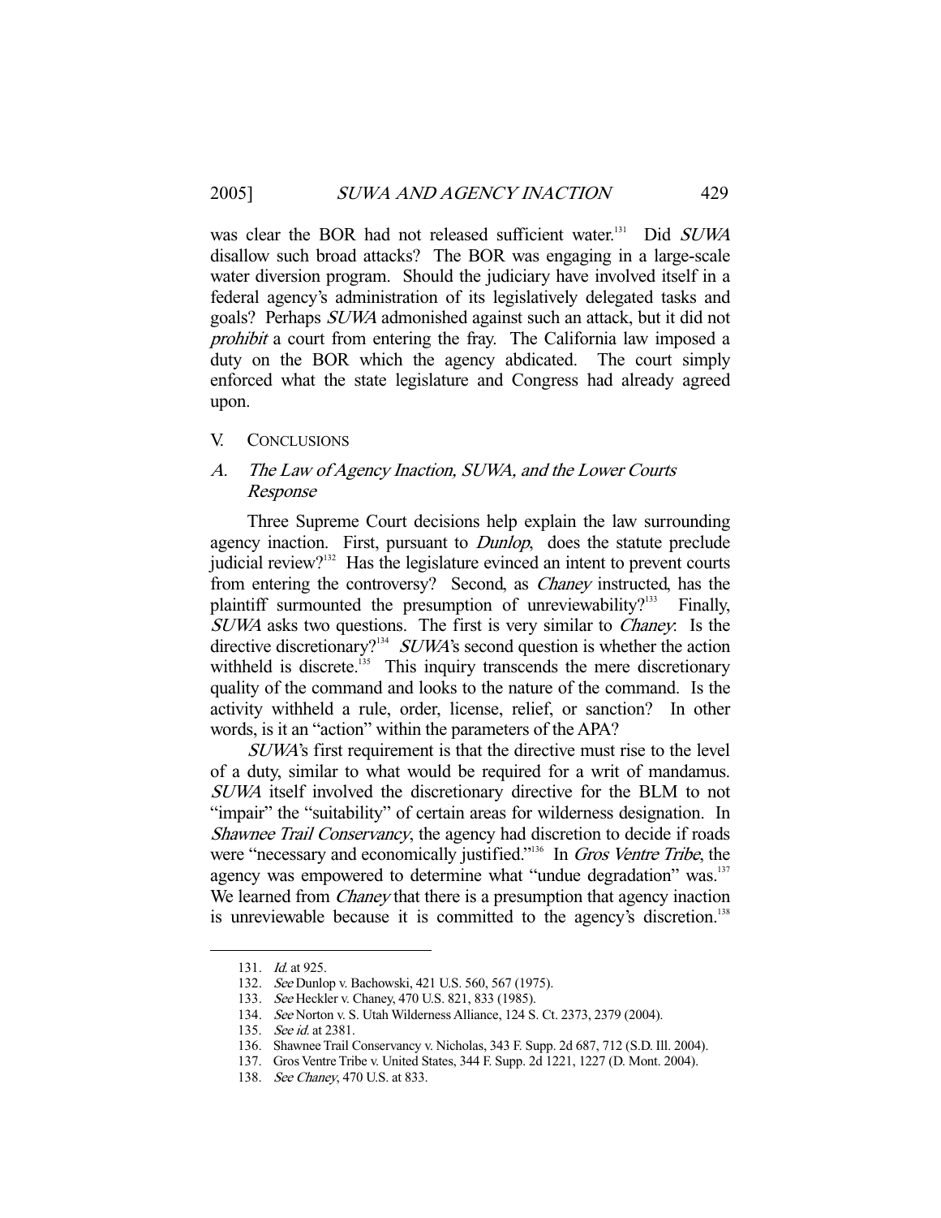was clear the BOR had not released sufficient water.[131] Did *SUWA* disallow such broad attacks? The BOR was engaging in a large-scale water diversion program. Should the judiciary have involved itself in a federal agency's administration of its legislatively delegated tasks and goals? Perhaps *SUWA* admonished against such an attack, but it did not *prohibit* a court from entering the fray. The California law imposed a duty on the BOR which the agency abdicated. The court simply enforced what the state legislature and Congress had already agreed upon.

## V. CONCLUSIONS

### A. *The Law of Agency Inaction, SUWA, and the Lower Courts Response*

Three Supreme Court decisions help explain the law surrounding agency inaction. First, pursuant to *Dunlop*, does the statute preclude judicial review?[132] Has the legislature evinced an intent to prevent courts from entering the controversy? Second, as *Chaney* instructed, has the plaintiff surmounted the presumption of unreviewability?[133] Finally, *SUWA* asks two questions. The first is very similar to *Chaney*: Is the directive discretionary?[134] *SUWA*'s second question is whether the action withheld is discrete.[135] This inquiry transcends the mere discretionary quality of the command and looks to the nature of the command. Is the activity withheld a rule, order, license, relief, or sanction? In other words, is it an "action" within the parameters of the APA?

*SUWA*'s first requirement is that the directive must rise to the level of a duty, similar to what would be required for a writ of mandamus. *SUWA* itself involved the discretionary directive for the BLM to not "impair" the "suitability" of certain areas for wilderness designation. In *Shawnee Trail Conservancy*, the agency had discretion to decide if roads were "necessary and economically justified."[136] In *Gros Ventre Tribe*, the agency was empowered to determine what "undue degradation" was.[137] We learned from *Chaney* that there is a presumption that agency inaction is unreviewable because it is committed to the agency's discretion.[138]

---

131. *Id.* at 925.
132. *See* Dunlop v. Bachowski, 421 U.S. 560, 567 (1975).
133. *See* Heckler v. Chaney, 470 U.S. 821, 833 (1985).
134. *See* Norton v. S. Utah Wilderness Alliance, 124 S. Ct. 2373, 2379 (2004).
135. *See id.* at 2381.
136. Shawnee Trail Conservancy v. Nicholas, 343 F. Supp. 2d 687, 712 (S.D. Ill. 2004).
137. Gros Ventre Tribe v. United States, 344 F. Supp. 2d 1221, 1227 (D. Mont. 2004).
138. *See Chaney*, 470 U.S. at 833.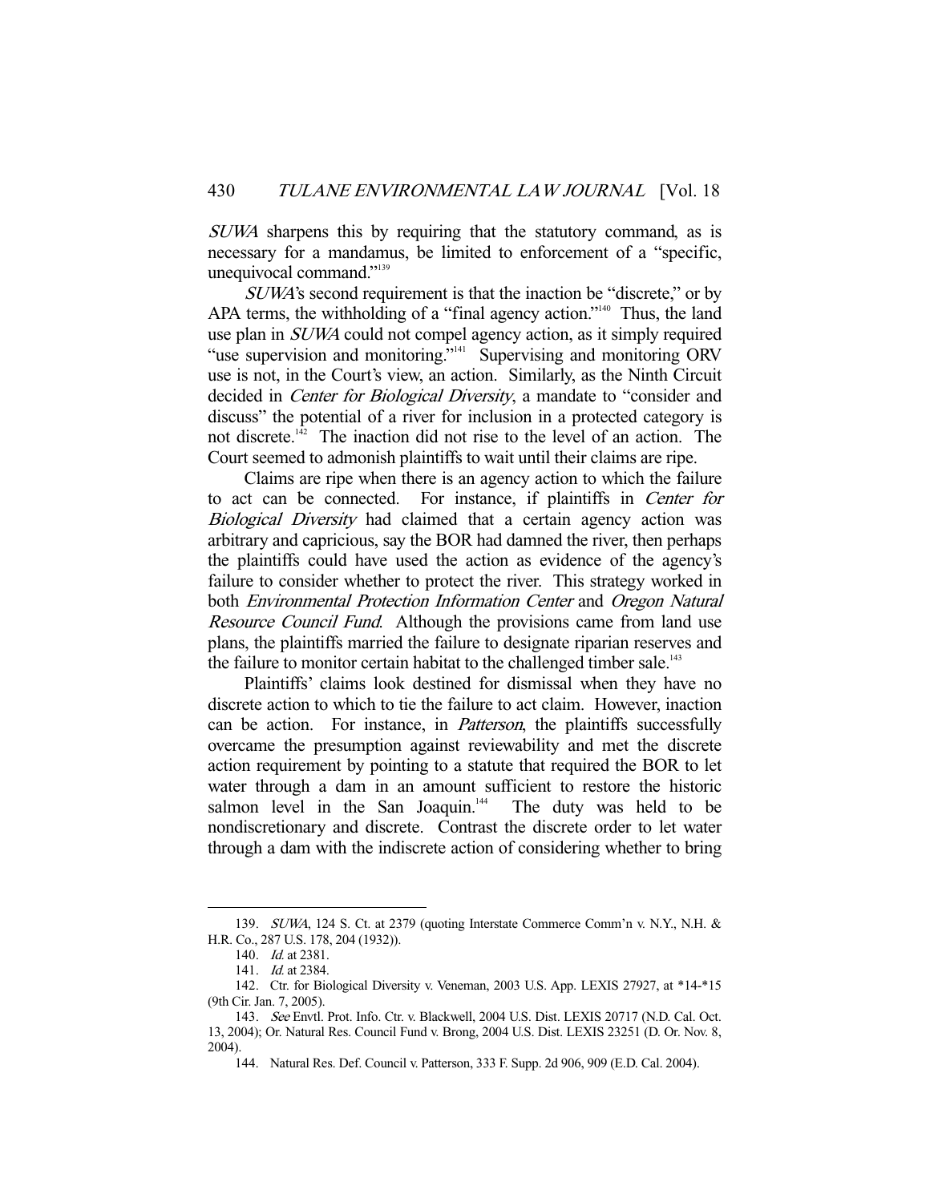*SUWA* sharpens this by requiring that the statutory command, as is necessary for a mandamus, be limited to enforcement of a "specific, unequivocal command."[139]

*SUWA*'s second requirement is that the inaction be "discrete," or by APA terms, the withholding of a "final agency action."[140] Thus, the land use plan in *SUWA* could not compel agency action, as it simply required "use supervision and monitoring."[141] Supervising and monitoring ORV use is not, in the Court's view, an action. Similarly, as the Ninth Circuit decided in *Center for Biological Diversity*, a mandate to "consider and discuss" the potential of a river for inclusion in a protected category is not discrete.[142] The inaction did not rise to the level of an action. The Court seemed to admonish plaintiffs to wait until their claims are ripe.

Claims are ripe when there is an agency action to which the failure to act can be connected. For instance, if plaintiffs in *Center for Biological Diversity* had claimed that a certain agency action was arbitrary and capricious, say the BOR had damned the river, then perhaps the plaintiffs could have used the action as evidence of the agency's failure to consider whether to protect the river. This strategy worked in both *Environmental Protection Information Center* and *Oregon Natural Resource Council Fund*. Although the provisions came from land use plans, the plaintiffs married the failure to designate riparian reserves and the failure to monitor certain habitat to the challenged timber sale.[143]

Plaintiffs' claims look destined for dismissal when they have no discrete action to which to tie the failure to act claim. However, inaction can be action. For instance, in *Patterson*, the plaintiffs successfully overcame the presumption against reviewability and met the discrete action requirement by pointing to a statute that required the BOR to let water through a dam in an amount sufficient to restore the historic salmon level in the San Joaquin.[144] The duty was held to be nondiscretionary and discrete. Contrast the discrete order to let water through a dam with the indiscrete action of considering whether to bring

---

139. *SUWA*, 124 S. Ct. at 2379 (quoting Interstate Commerce Comm'n v. N.Y., N.H. & H.R. Co., 287 U.S. 178, 204 (1932)).

140. *Id.* at 2381.

141. *Id.* at 2384.

142. Ctr. for Biological Diversity v. Veneman, 2003 U.S. App. LEXIS 27927, at *14-*15 (9th Cir. Jan. 7, 2005).

143. *See* Envtl. Prot. Info. Ctr. v. Blackwell, 2004 U.S. Dist. LEXIS 20717 (N.D. Cal. Oct. 13, 2004); Or. Natural Res. Council Fund v. Brong, 2004 U.S. Dist. LEXIS 23251 (D. Or. Nov. 8, 2004).

144. Natural Res. Def. Council v. Patterson, 333 F. Supp. 2d 906, 909 (E.D. Cal. 2004).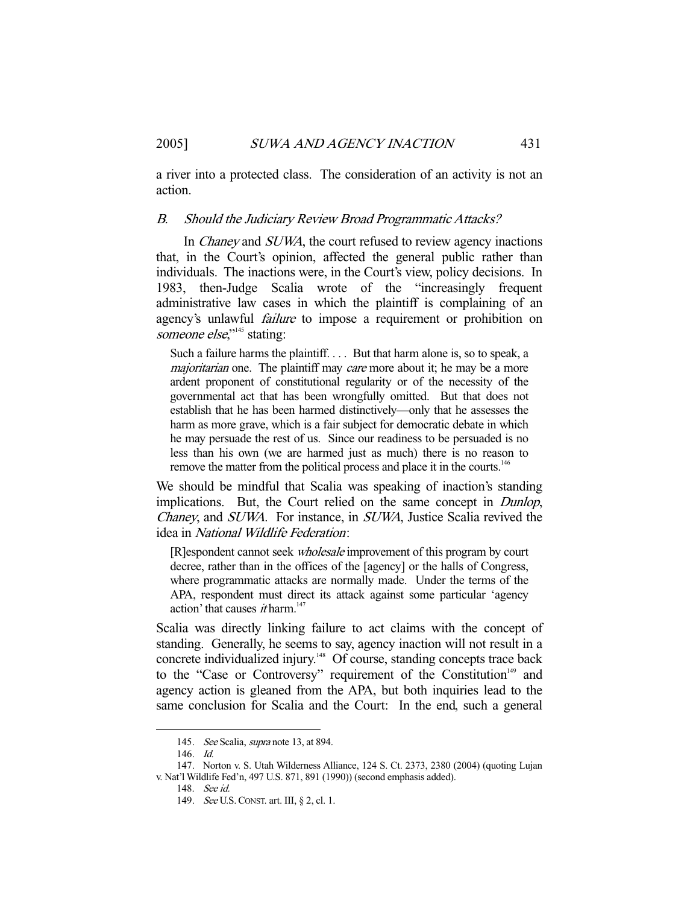a river into a protected class. The consideration of an activity is not an action.

### B. *Should the Judiciary Review Broad Programmatic Attacks?*

In *Chaney* and *SUWA*, the court refused to review agency inactions that, in the Court's opinion, affected the general public rather than individuals. The inactions were, in the Court's view, policy decisions. In 1983, then-Judge Scalia wrote of the "increasingly frequent administrative law cases in which the plaintiff is complaining of an agency's unlawful *failure* to impose a requirement or prohibition on *someone else*,"[145] stating:

> Such a failure harms the plaintiff. . . . But that harm alone is, so to speak, a *majoritarian* one. The plaintiff may *care* more about it; he may be a more ardent proponent of constitutional regularity or of the necessity of the governmental act that has been wrongfully omitted. But that does not establish that he has been harmed distinctively—only that he assesses the harm as more grave, which is a fair subject for democratic debate in which he may persuade the rest of us. Since our readiness to be persuaded is no less than his own (we are harmed just as much) there is no reason to remove the matter from the political process and place it in the courts.[146]

We should be mindful that Scalia was speaking of inaction's standing implications. But, the Court relied on the same concept in *Dunlop*, *Chaney*, and *SUWA*. For instance, in *SUWA*, Justice Scalia revived the idea in *National Wildlife Federation*:

> [R]espondent cannot seek *wholesale* improvement of this program by court decree, rather than in the offices of the [agency] or the halls of Congress, where programmatic attacks are normally made. Under the terms of the APA, respondent must direct its attack against some particular 'agency action' that causes *it* harm.[147]

Scalia was directly linking failure to act claims with the concept of standing. Generally, he seems to say, agency inaction will not result in a concrete individualized injury.[148] Of course, standing concepts trace back to the "Case or Controversy" requirement of the Constitution[149] and agency action is gleaned from the APA, but both inquiries lead to the same conclusion for Scalia and the Court: In the end, such a general

---

145. *See* Scalia, *supra* note 13, at 894.

146. *Id.*

147. Norton v. S. Utah Wilderness Alliance, 124 S. Ct. 2373, 2380 (2004) (quoting Lujan v. Nat'l Wildlife Fed'n, 497 U.S. 871, 891 (1990)) (second emphasis added).

148. *See id.*

149. *See* U.S. CONST. art. III, § 2, cl. 1.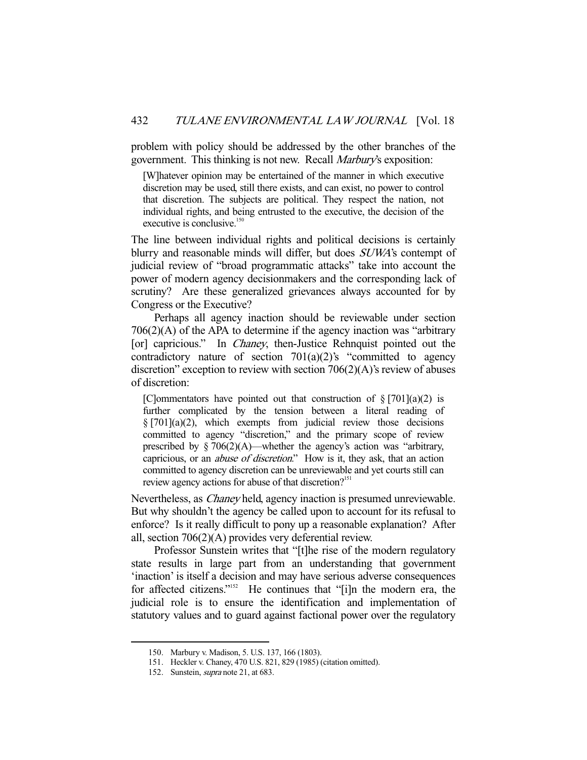problem with policy should be addressed by the other branches of the government. This thinking is not new. Recall *Marbury*'s exposition:

> [W]hatever opinion may be entertained of the manner in which executive discretion may be used, still there exists, and can exist, no power to control that discretion. The subjects are political. They respect the nation, not individual rights, and being entrusted to the executive, the decision of the executive is conclusive.[150]

The line between individual rights and political decisions is certainly blurry and reasonable minds will differ, but does *SUWA*'s contempt of judicial review of "broad programmatic attacks" take into account the power of modern agency decisionmakers and the corresponding lack of scrutiny? Are these generalized grievances always accounted for by Congress or the Executive?

Perhaps all agency inaction should be reviewable under section 706(2)(A) of the APA to determine if the agency inaction was "arbitrary [or] capricious." In *Chaney*, then-Justice Rehnquist pointed out the contradictory nature of section 701(a)(2)'s "committed to agency discretion" exception to review with section 706(2)(A)'s review of abuses of discretion:

> [C]ommentators have pointed out that construction of § [701](a)(2) is further complicated by the tension between a literal reading of § [701](a)(2), which exempts from judicial review those decisions committed to agency "discretion," and the primary scope of review prescribed by § 706(2)(A)—whether the agency's action was "arbitrary, capricious, or an *abuse of discretion*." How is it, they ask, that an action committed to agency discretion can be unreviewable and yet courts still can review agency actions for abuse of that discretion?[151]

Nevertheless, as *Chaney* held, agency inaction is presumed unreviewable. But why shouldn't the agency be called upon to account for its refusal to enforce? Is it really difficult to pony up a reasonable explanation? After all, section 706(2)(A) provides very deferential review.

Professor Sunstein writes that "[t]he rise of the modern regulatory state results in large part from an understanding that government 'inaction' is itself a decision and may have serious adverse consequences for affected citizens."[152] He continues that "[i]n the modern era, the judicial role is to ensure the identification and implementation of statutory values and to guard against factional power over the regulatory

---

150. Marbury v. Madison, 5. U.S. 137, 166 (1803).

151. Heckler v. Chaney, 470 U.S. 821, 829 (1985) (citation omitted).

152. Sunstein, *supra* note 21, at 683.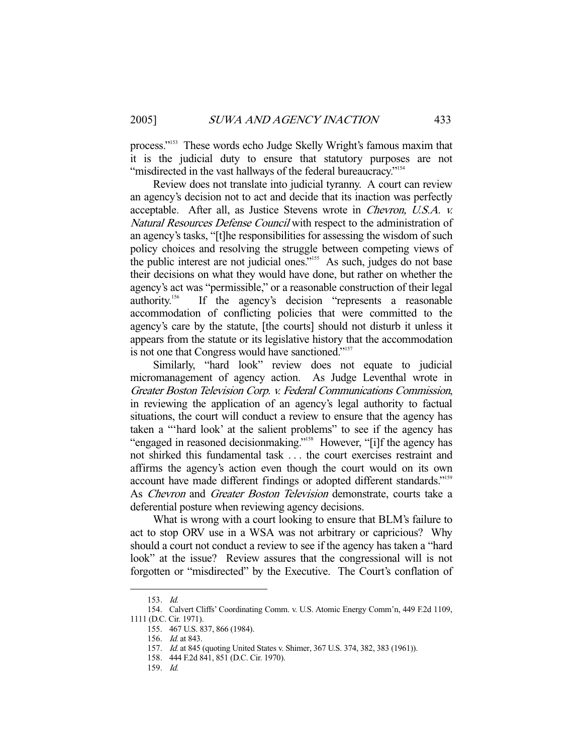process."[153] These words echo Judge Skelly Wright's famous maxim that it is the judicial duty to ensure that statutory purposes are not "misdirected in the vast hallways of the federal bureaucracy."[154]

Review does not translate into judicial tyranny. A court can review an agency's decision not to act and decide that its inaction was perfectly acceptable. After all, as Justice Stevens wrote in *Chevron, U.S.A. v. Natural Resources Defense Council* with respect to the administration of an agency's tasks, "[t]he responsibilities for assessing the wisdom of such policy choices and resolving the struggle between competing views of the public interest are not judicial ones."[155] As such, judges do not base their decisions on what they would have done, but rather on whether the agency's act was "permissible," or a reasonable construction of their legal authority.[156] If the agency's decision "represents a reasonable accommodation of conflicting policies that were committed to the agency's care by the statute, [the courts] should not disturb it unless it appears from the statute or its legislative history that the accommodation is not one that Congress would have sanctioned."[157]

Similarly, "hard look" review does not equate to judicial micromanagement of agency action. As Judge Leventhal wrote in *Greater Boston Television Corp. v. Federal Communications Commission*, in reviewing the application of an agency's legal authority to factual situations, the court will conduct a review to ensure that the agency has taken a "'hard look' at the salient problems" to see if the agency has "engaged in reasoned decisionmaking."[158] However, "[i]f the agency has not shirked this fundamental task . . . the court exercises restraint and affirms the agency's action even though the court would on its own account have made different findings or adopted different standards."[159] As *Chevron* and *Greater Boston Television* demonstrate, courts take a deferential posture when reviewing agency decisions.

What is wrong with a court looking to ensure that BLM's failure to act to stop ORV use in a WSA was not arbitrary or capricious? Why should a court not conduct a review to see if the agency has taken a "hard look" at the issue? Review assures that the congressional will is not forgotten or "misdirected" by the Executive. The Court's conflation of

---

153. *Id.*

154. Calvert Cliffs' Coordinating Comm. v. U.S. Atomic Energy Comm'n, 449 F.2d 1109, 1111 (D.C. Cir. 1971).

155. 467 U.S. 837, 866 (1984).

156. *Id.* at 843.

157. *Id.* at 845 (quoting United States v. Shimer, 367 U.S. 374, 382, 383 (1961)).

158. 444 F.2d 841, 851 (D.C. Cir. 1970).

159. *Id.*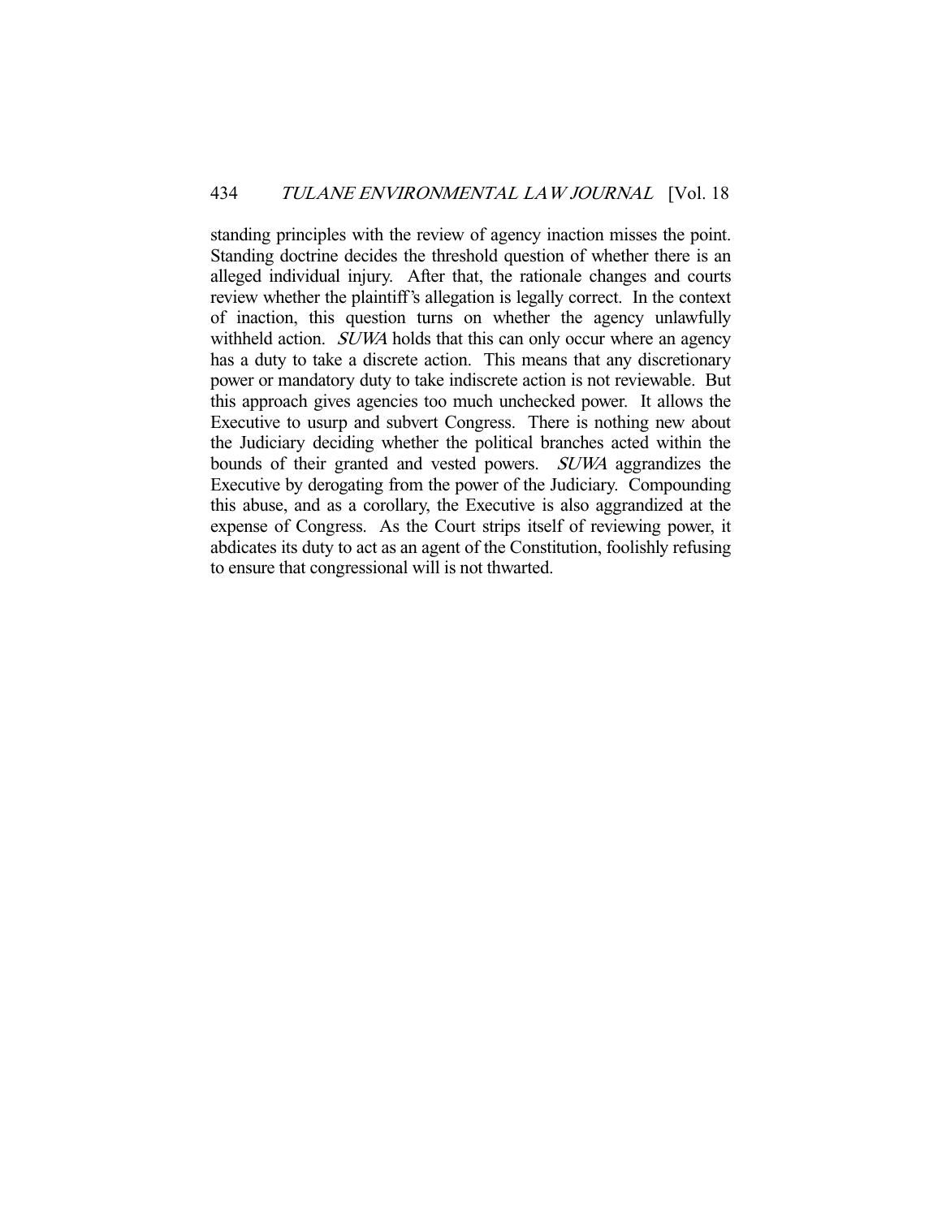standing principles with the review of agency inaction misses the point. Standing doctrine decides the threshold question of whether there is an alleged individual injury. After that, the rationale changes and courts review whether the plaintiff's allegation is legally correct. In the context of inaction, this question turns on whether the agency unlawfully withheld action. *SUWA* holds that this can only occur where an agency has a duty to take a discrete action. This means that any discretionary power or mandatory duty to take indiscrete action is not reviewable. But this approach gives agencies too much unchecked power. It allows the Executive to usurp and subvert Congress. There is nothing new about the Judiciary deciding whether the political branches acted within the bounds of their granted and vested powers. *SUWA* aggrandizes the Executive by derogating from the power of the Judiciary. Compounding this abuse, and as a corollary, the Executive is also aggrandized at the expense of Congress. As the Court strips itself of reviewing power, it abdicates its duty to act as an agent of the Constitution, foolishly refusing to ensure that congressional will is not thwarted.